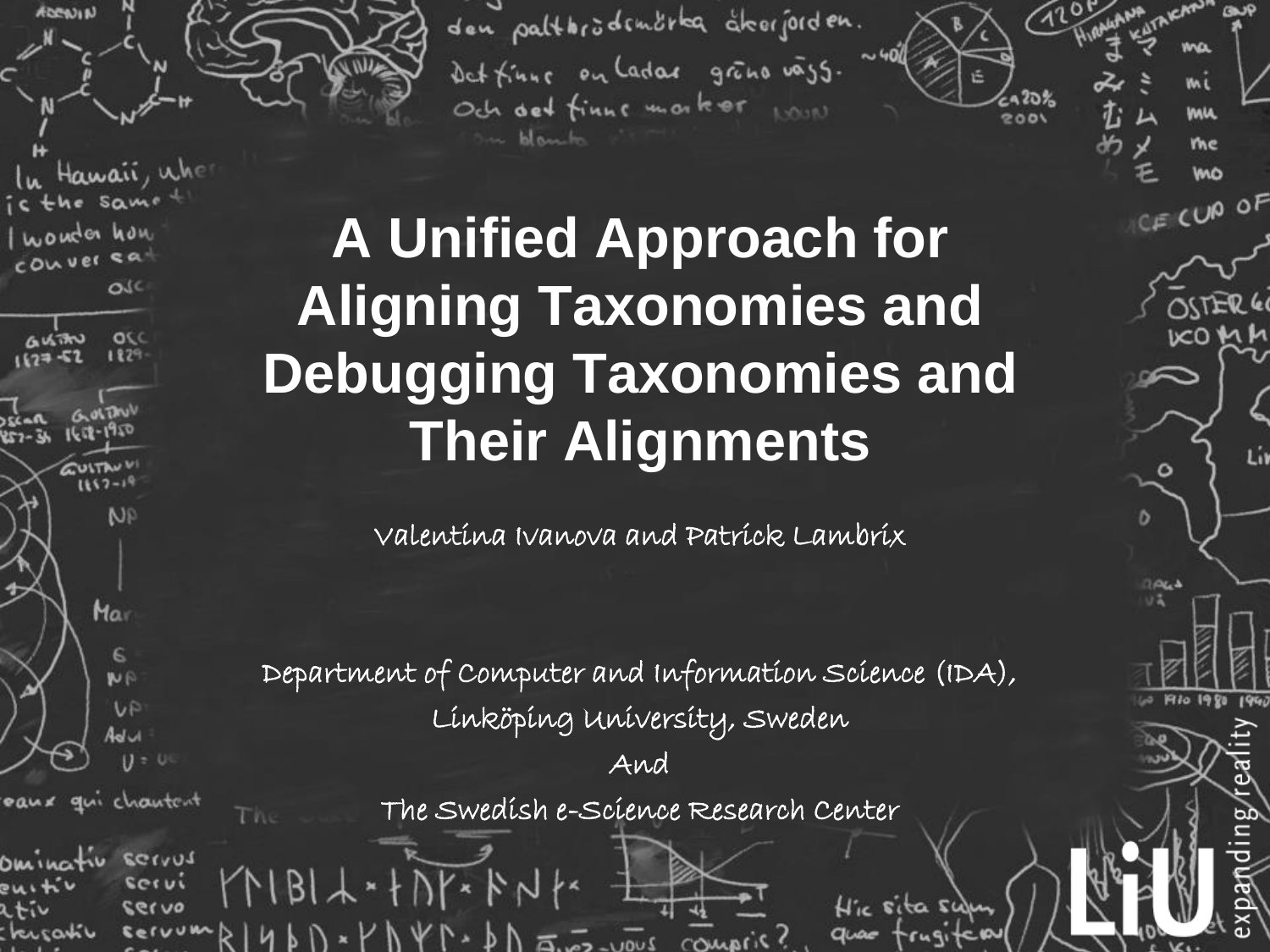# A Unified Approach for Aligning Taxonomies and Debugging Taxonomies and Their Alignments

Valentina Ivanova and Patrick Lambrix

Department of Computer and Information Science (IDA), Linköping University, Sweden

And

The Swedish e-Science Research Center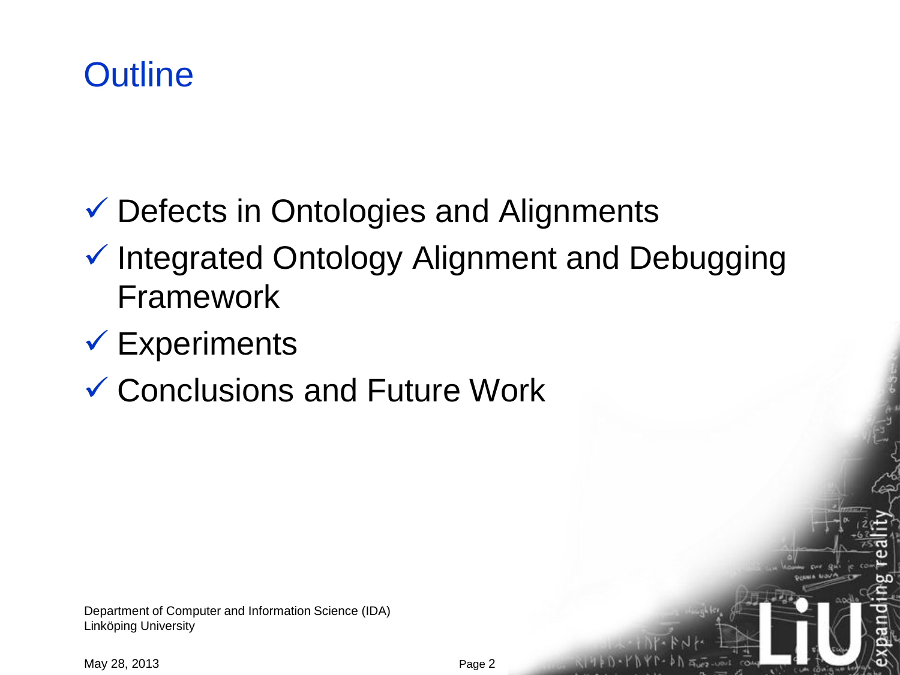# Outline

- ✓ Defects in Ontologies and Alignments
- ✓ Integrated Ontology Alignment and Debugging Framework
- ✓ Experiments
- ✓ Conclusions and Future Work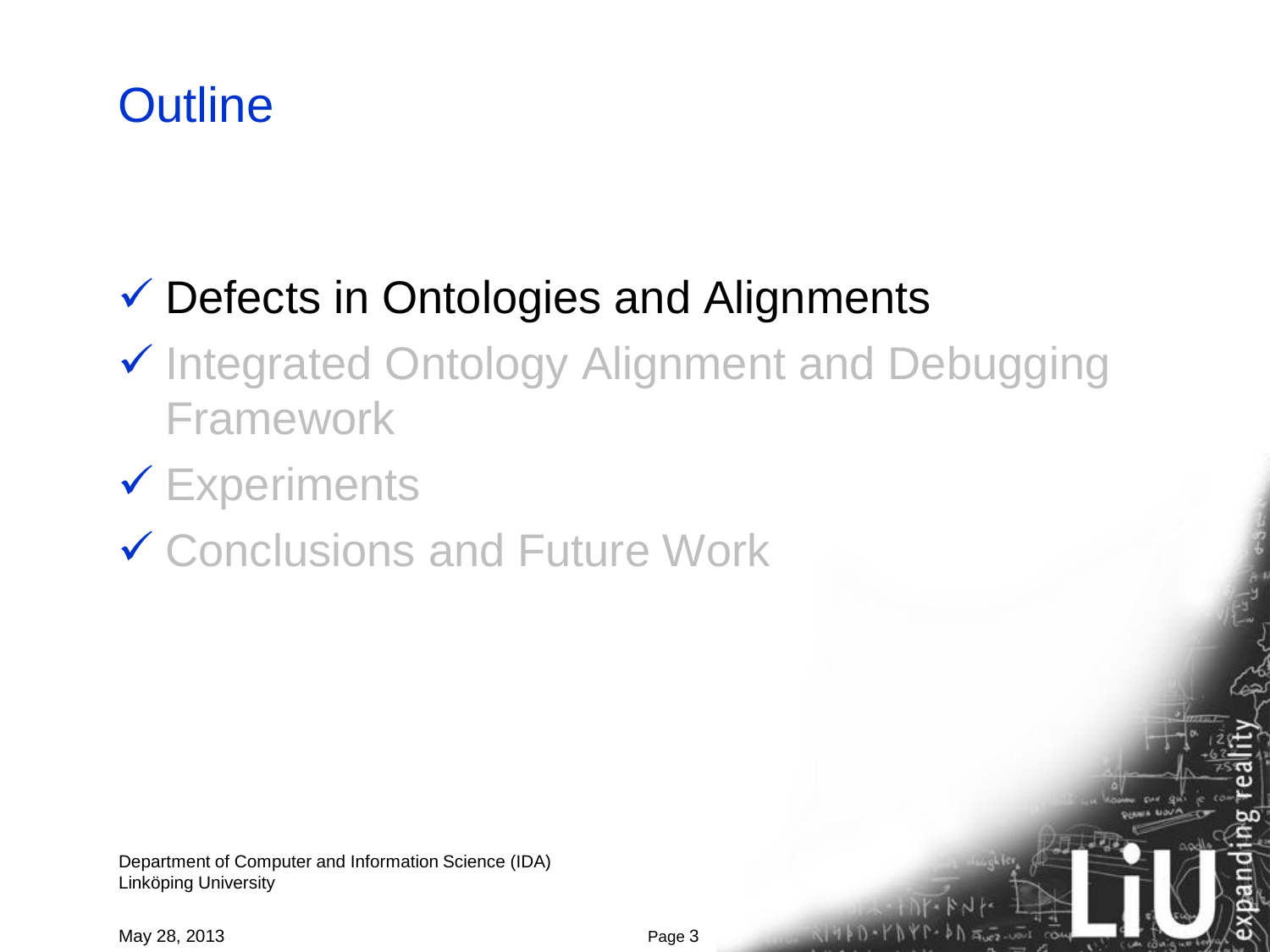# Outline

- ✓ Defects in Ontologies and Alignments
- ✓ Integrated Ontology Alignment and Debugging Framework
- ✓ Experiments
- ✓ Conclusions and Future Work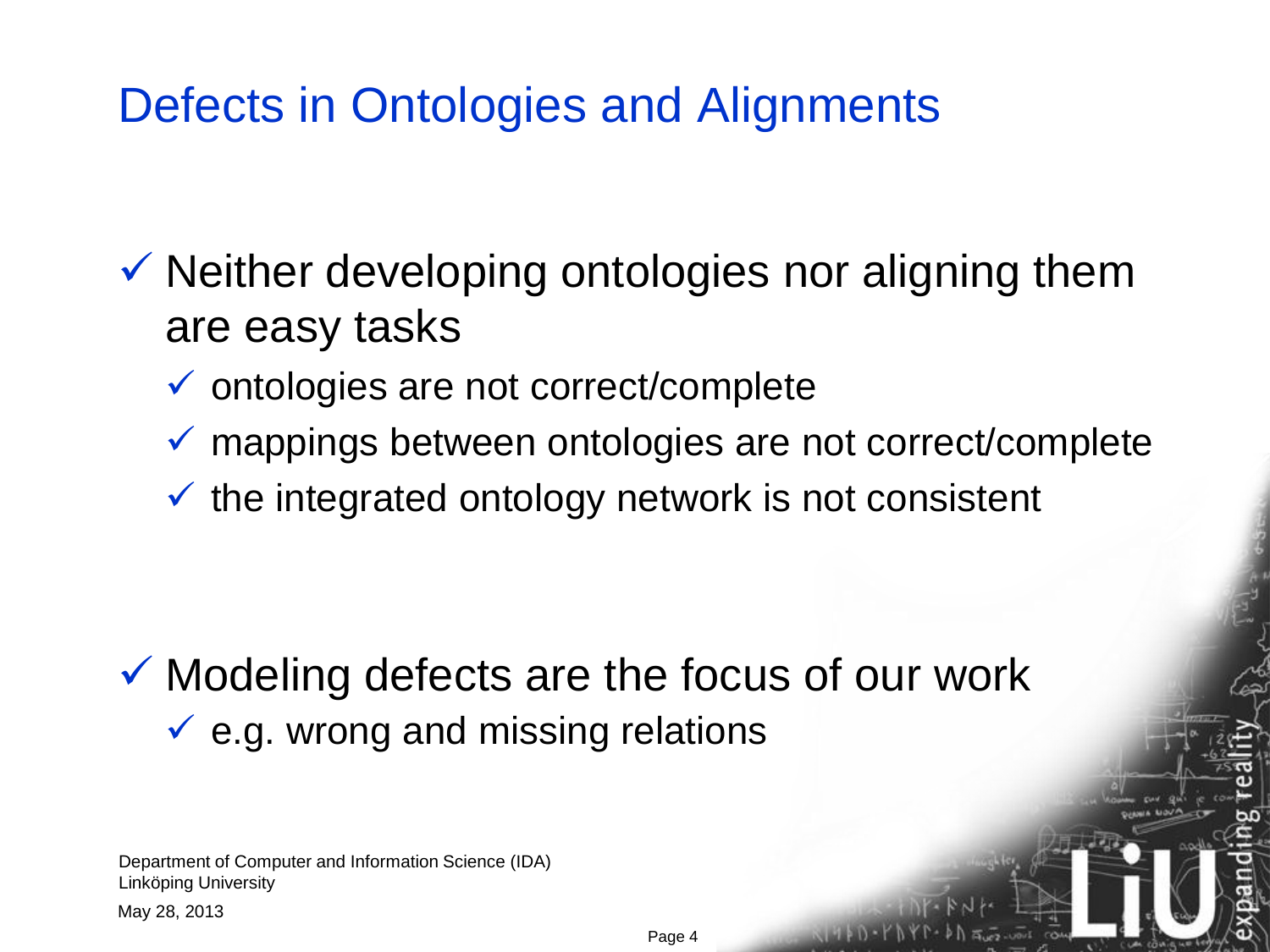# Defects in Ontologies and Alignments

- ✓ Neither developing ontologies nor aligning them are easy tasks
  - ✓ ontologies are not correct/complete
  - ✓ mappings between ontologies are not correct/complete
  - ✓ the integrated ontology network is not consistent

- ✓ Modeling defects are the focus of our work
  - ✓ e.g. wrong and missing relations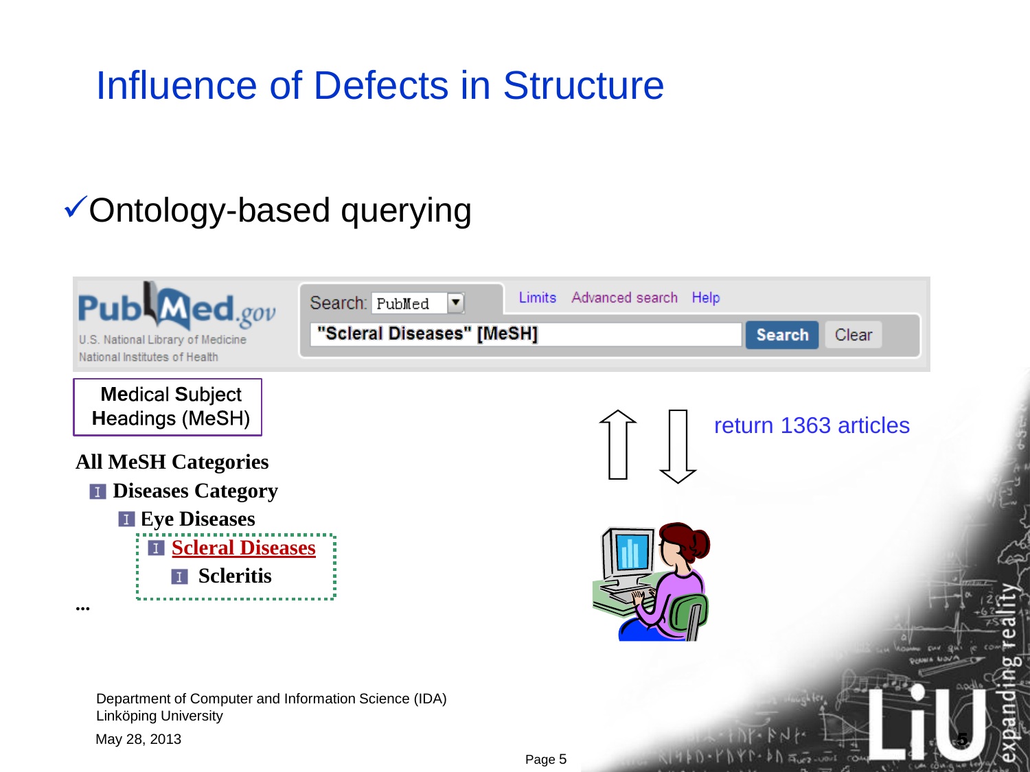# Influence of Defects in Structure

✓Ontology-based querying

PubMed.gov
U.S. National Library of Medicine
National Institutes of Health

Search: PubMed | Limits | Advanced search | Help

"Scleral Diseases" [MeSH] | Search | Clear

Medical Subject Headings (MeSH)

**All MeSH Categories**

- **Diseases Category**
  - **Eye Diseases**
    - **Scleral Diseases**
      - **Scleritis**

...

return 1363 articles

Department of Computer and Information Science (IDA)
Linköping University

May 28, 2013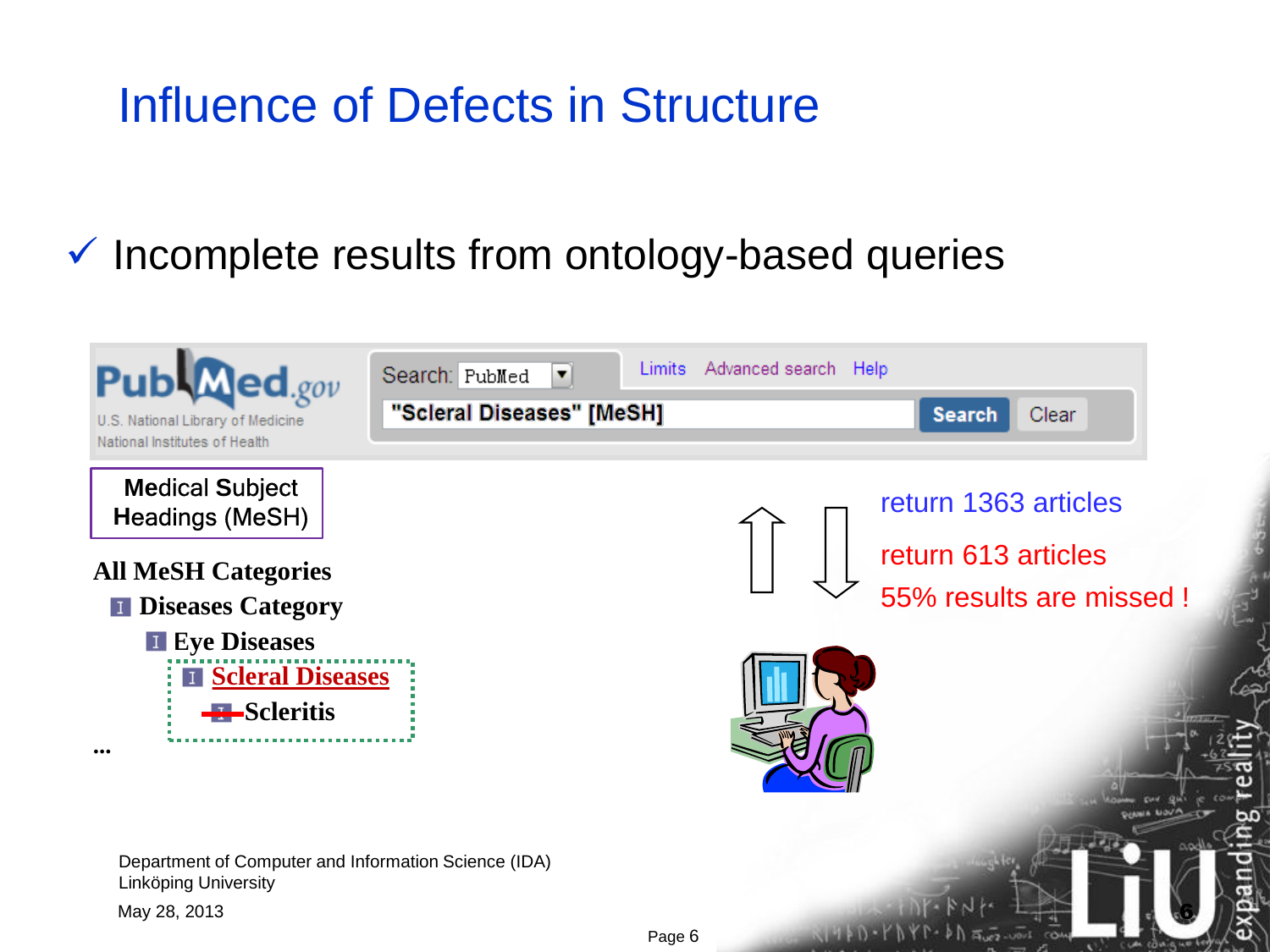# Influence of Defects in Structure

✓ Incomplete results from ontology-based queries

PubMed.gov

U.S. National Library of Medicine
National Institutes of Health

Search: PubMed

Limits Advanced search Help

"Scleral Diseases" [MeSH]

Search Clear

Medical Subject Headings (MeSH)

**All MeSH Categories**

- **Diseases Category**
  - **Eye Diseases**
    - **Scleral Diseases**
      - **Scleritis**

...

return 1363 articles

return 613 articles

55% results are missed !

Department of Computer and Information Science (IDA)
Linköping University

May 28, 2013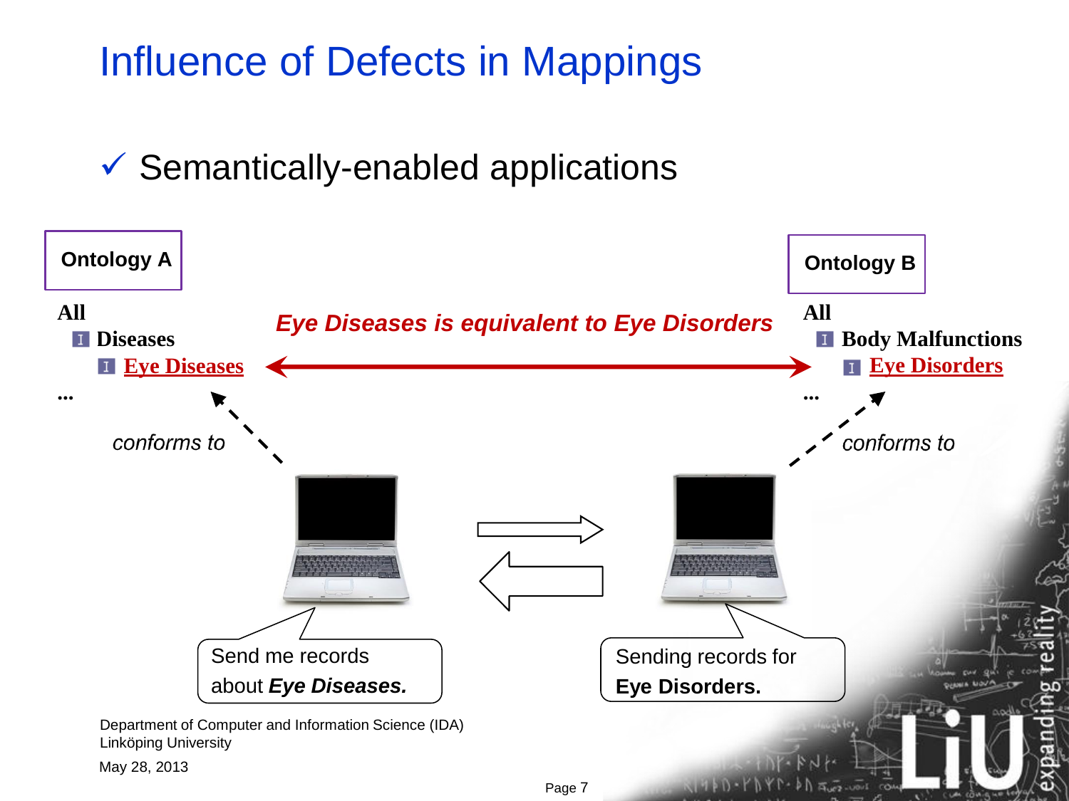# Influence of Defects in Mappings

✓ Semantically-enabled applications

**Ontology A**

**All**
- **Diseases**
  - **Eye Diseases**

**...**

*conforms to*

***Eye Diseases is equivalent to Eye Disorders***

**Ontology B**

**All**
- **Body Malfunctions**
  - **Eye Disorders**

**...**

*conforms to*

Send me records about ***Eye Diseases.***

Sending records for **Eye Disorders.**

Department of Computer and Information Science (IDA)
Linköping University

May 28, 2013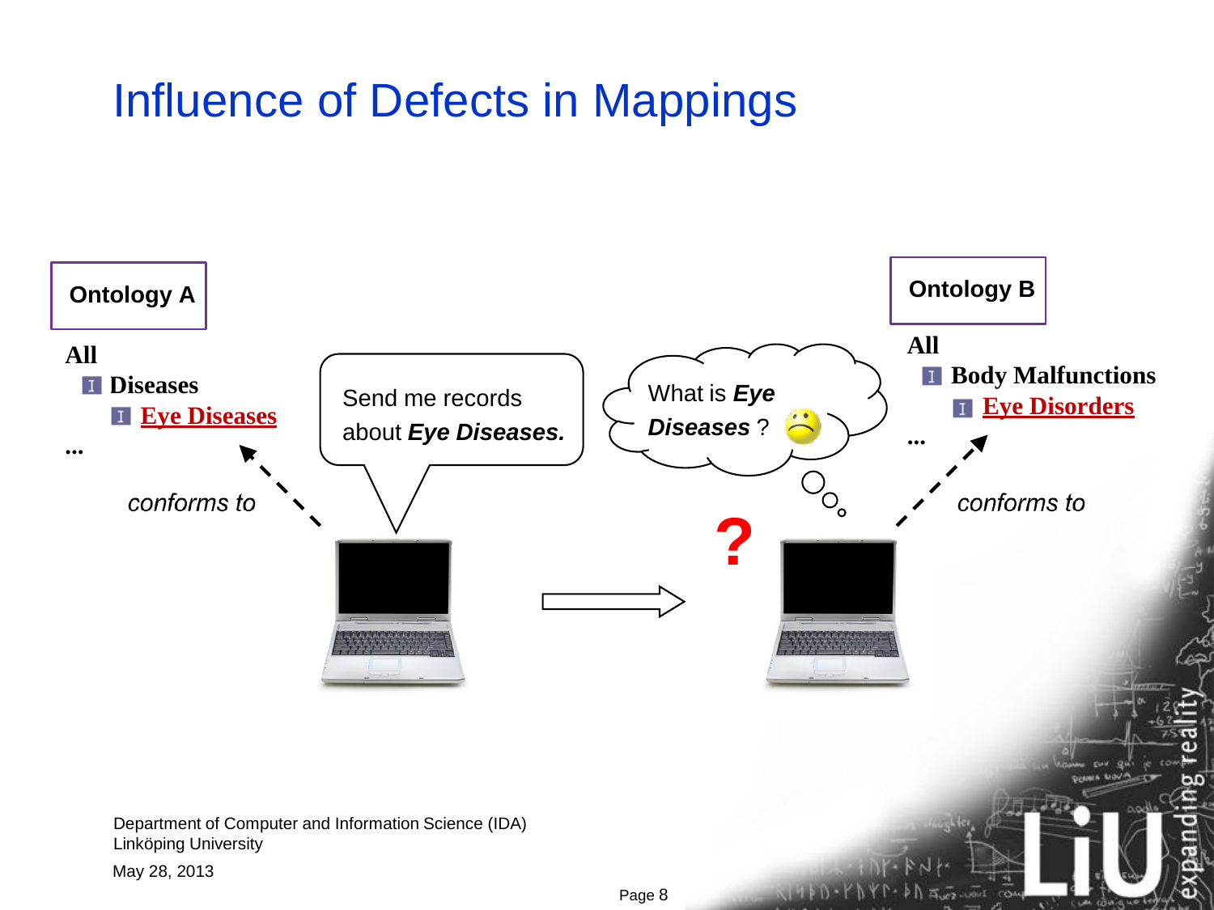# Influence of Defects in Mappings

**Ontology A**

**All**
- **Diseases**
  - **Eye Diseases**

**...**

*conforms to*

Send me records about ***Eye Diseases.***

What is ***Eye Diseases*** ?

**?**

**Ontology B**

**All**
- **Body Malfunctions**
  - **Eye Disorders**

**...**

*conforms to*

Department of Computer and Information Science (IDA)
Linköping University

May 28, 2013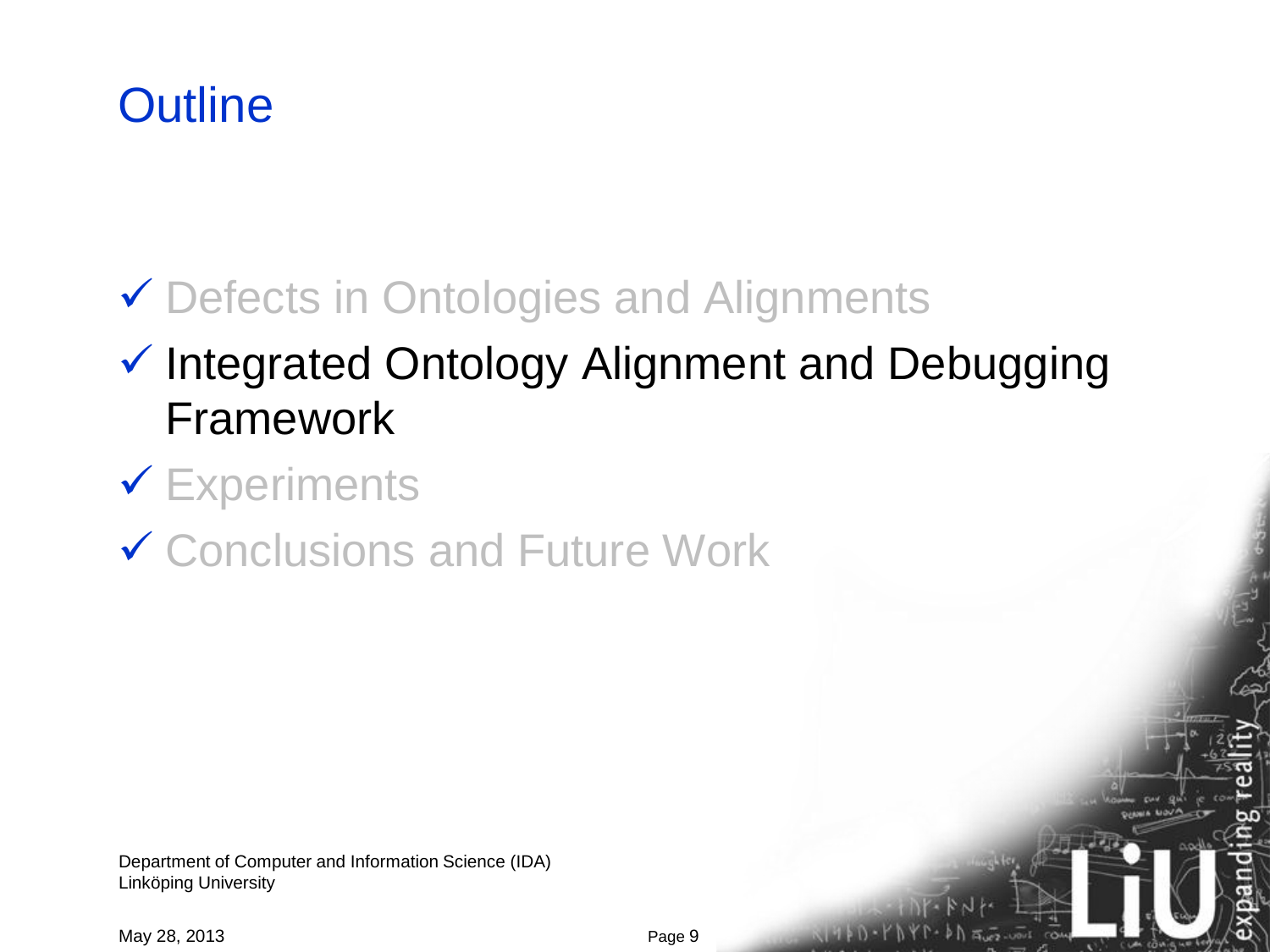# Outline

- ✓ Defects in Ontologies and Alignments
- ✓ Integrated Ontology Alignment and Debugging Framework
- ✓ Experiments
- ✓ Conclusions and Future Work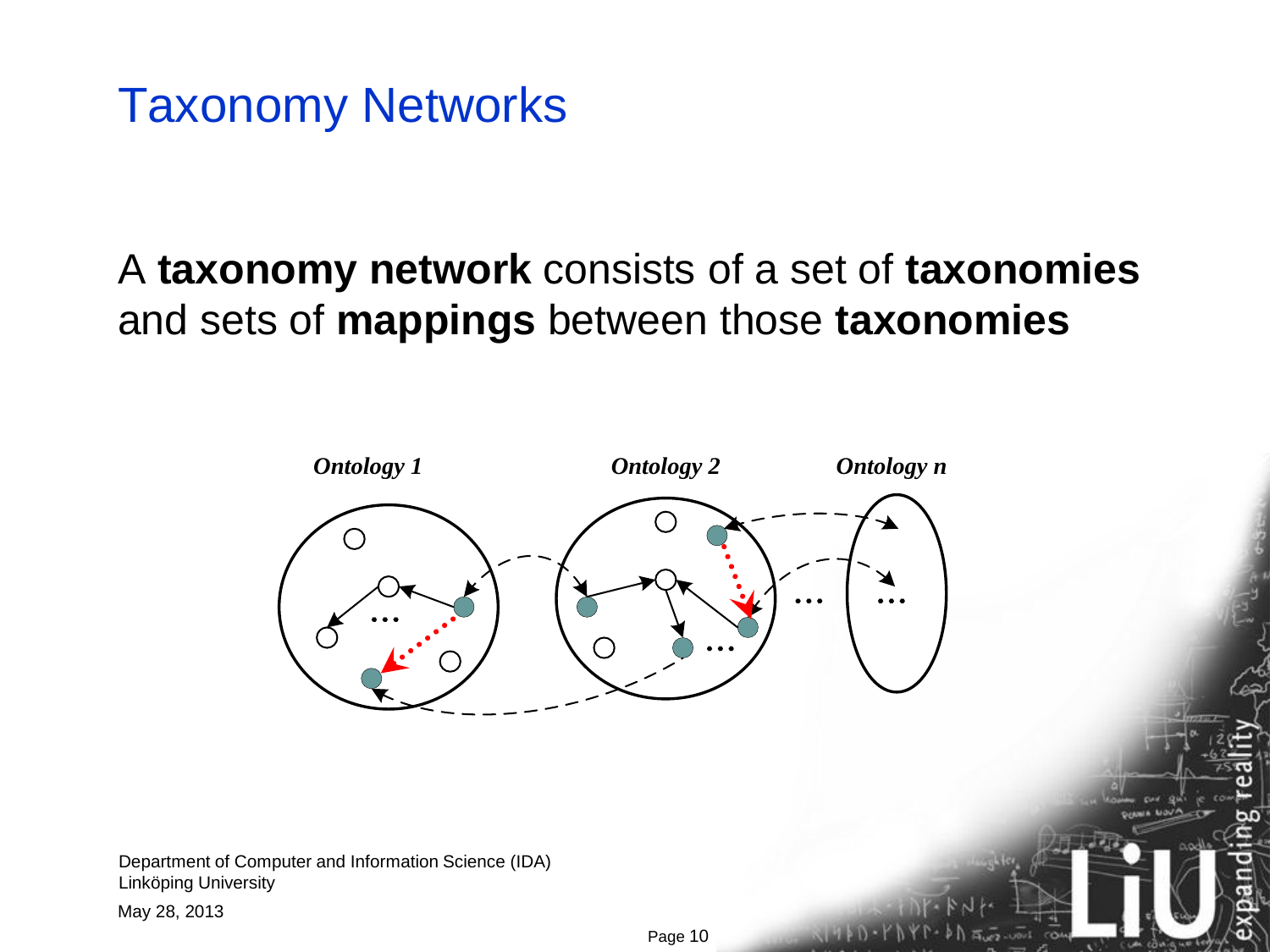# Taxonomy Networks

A **taxonomy network** consists of a set of **taxonomies** and sets of **mappings** between those **taxonomies**

*Ontology 1* *Ontology 2* *Ontology n*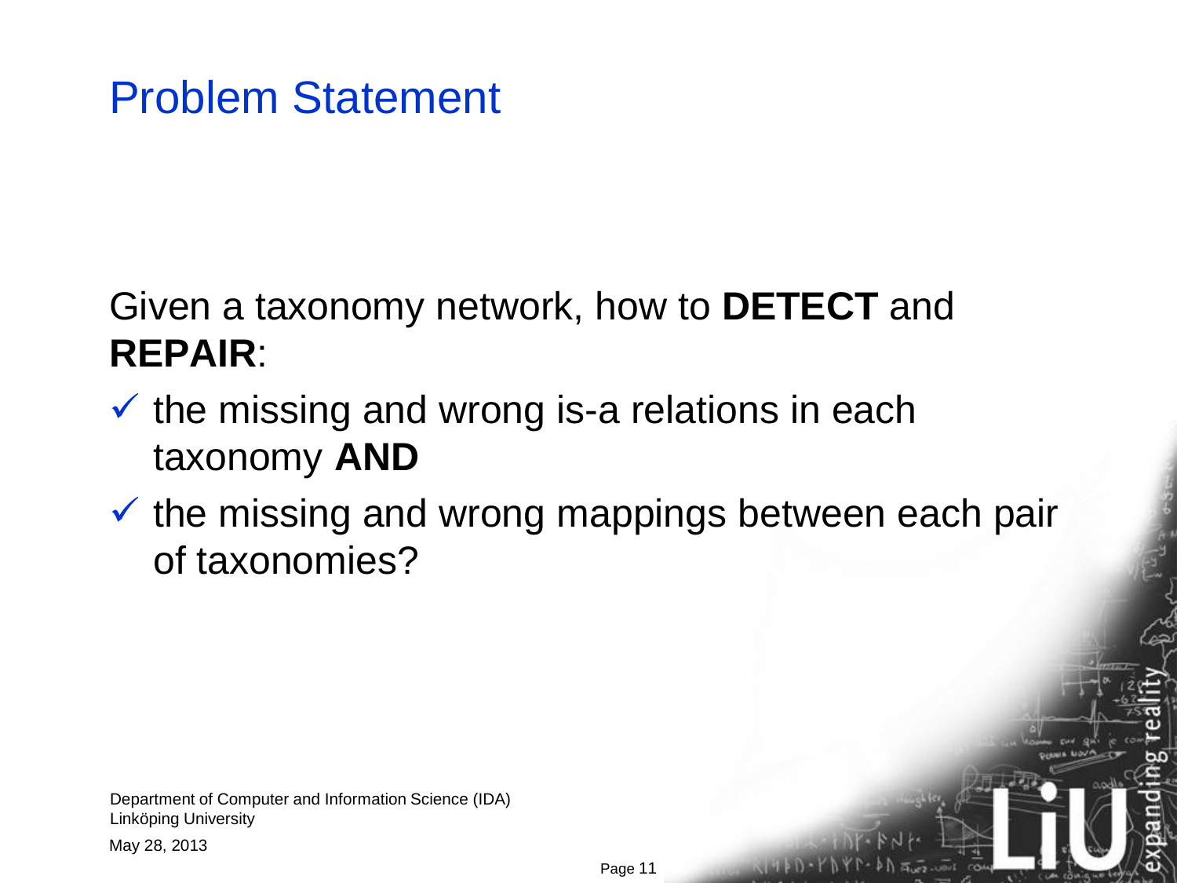# Problem Statement

Given a taxonomy network, how to **DETECT** and **REPAIR**:

- ✓ the missing and wrong is-a relations in each taxonomy **AND**
- ✓ the missing and wrong mappings between each pair of taxonomies?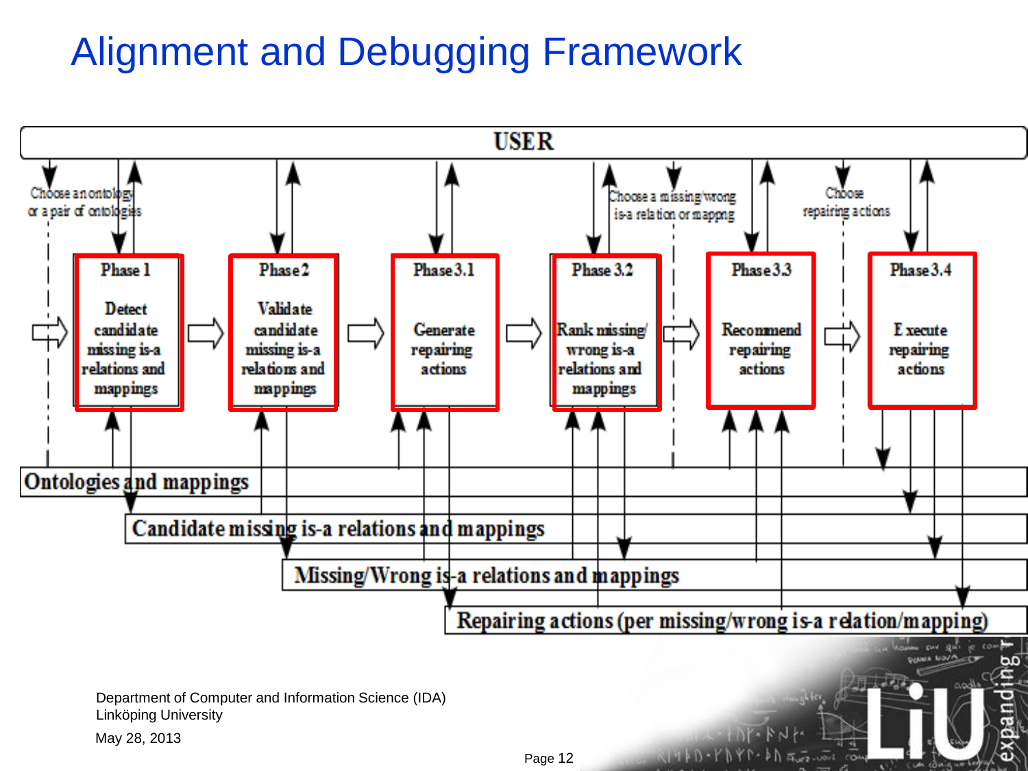# Alignment and Debugging Framework

USER

Choose an ontology or a pair of ontologies

Choose a missing/wrong is-a relation or mapping

Choose repairing actions

**Phase 1**
Detect candidate missing is-a relations and mappings

**Phase 2**
Validate candidate missing is-a relations and mappings

**Phase 3.1**
Generate repairing actions

**Phase 3.2**
Rank missing/wrong is-a relations and mappings

**Phase 3.3**
Recommend repairing actions

**Phase 3.4**
Execute repairing actions

Ontologies and mappings

Candidate missing is-a relations and mappings

Missing/Wrong is-a relations and mappings

Repairing actions (per missing/wrong is-a relation/mapping)

Department of Computer and Information Science (IDA)
Linköping University

May 28, 2013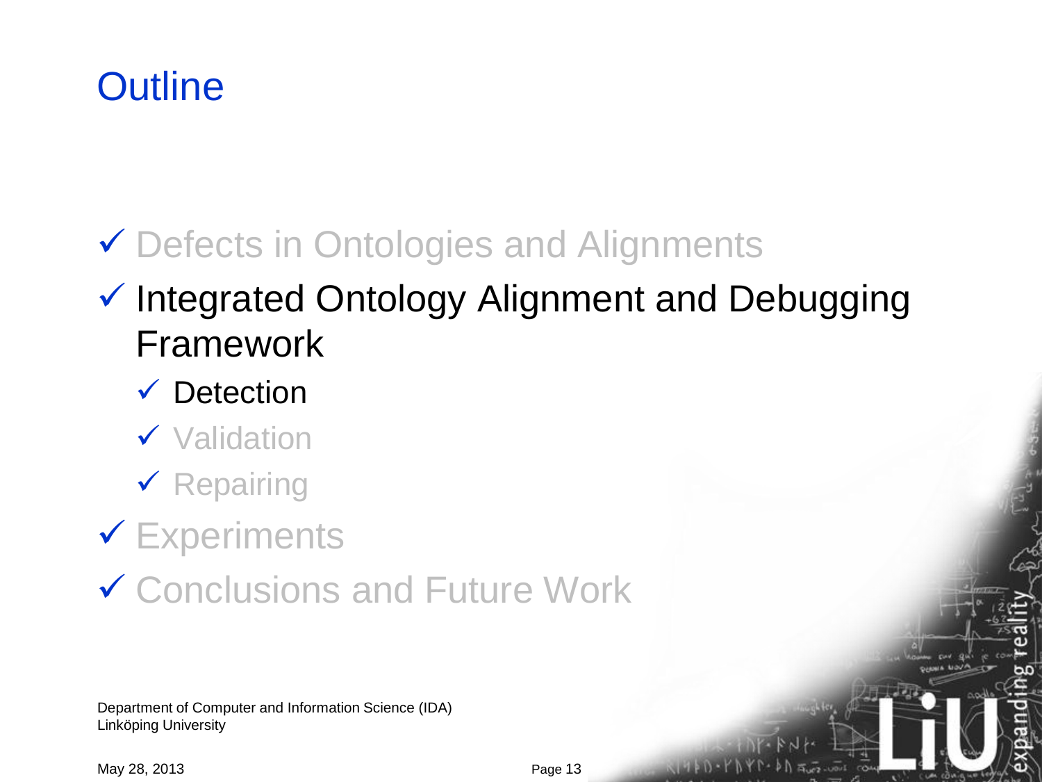# Outline

- ✓ Defects in Ontologies and Alignments
- ✓ Integrated Ontology Alignment and Debugging Framework
  - ✓ Detection
  - ✓ Validation
  - ✓ Repairing
- ✓ Experiments
- ✓ Conclusions and Future Work

Department of Computer and Information Science (IDA)
Linköping University

May 28, 2013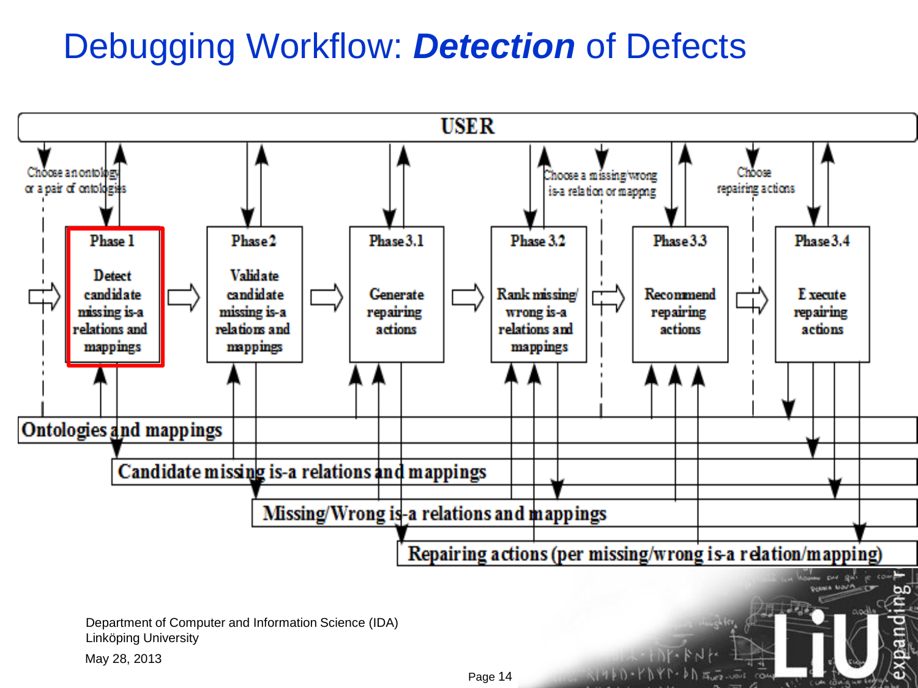# Debugging Workflow: ***Detection*** of Defects

USER

Choose an ontology or a pair of ontologies

Choose a missing/wrong is-a relation or mapping

Choose repairing actions

**Phase 1** Detect candidate missing is-a relations and mappings

**Phase 2** Validate candidate missing is-a relations and mappings

**Phase 3.1** Generate repairing actions

**Phase 3.2** Rank missing/wrong is-a relations and mappings

**Phase 3.3** Recommend repairing actions

**Phase 3.4** Execute repairing actions

Ontologies and mappings

Candidate missing is-a relations and mappings

Missing/Wrong is-a relations and mappings

Repairing actions (per missing/wrong is-a relation/mapping)

Department of Computer and Information Science (IDA)
Linköping University

May 28, 2013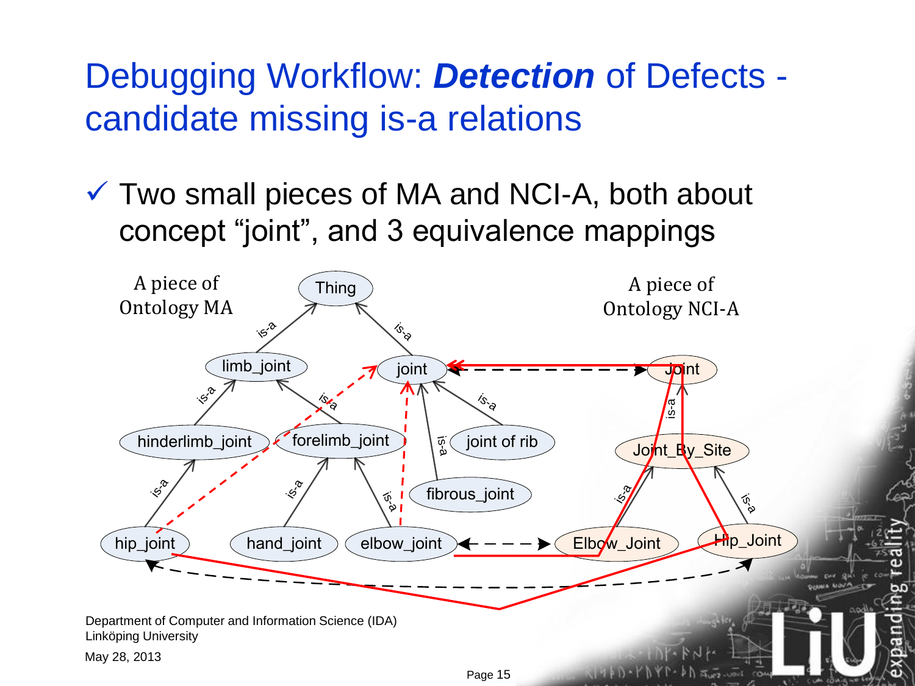# Debugging Workflow: ***Detection*** of Defects - candidate missing is-a relations

- ✓ Two small pieces of MA and NCI-A, both about concept "joint", and 3 equivalence mappings

A piece of Ontology MA

A piece of Ontology NCI-A

Thing

limb_joint

joint

Joint

hinderlimb_joint

forelimb_joint

joint of rib

Joint_By_Site

fibrous_joint

hip_joint

hand_joint

elbow_joint

Elbow_Joint

Hip_Joint

is-a

Department of Computer and Information Science (IDA)
Linköping University

May 28, 2013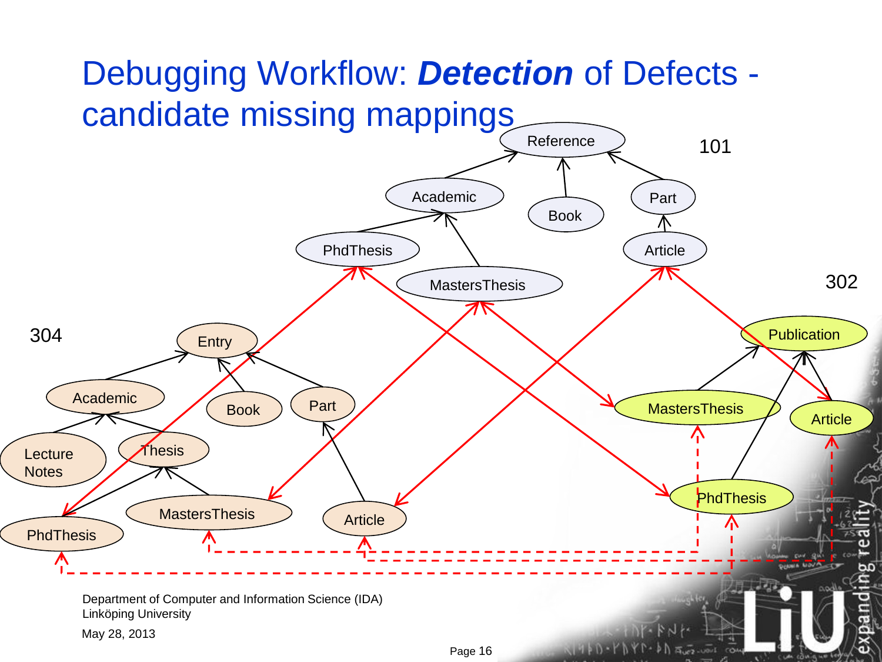# Debugging Workflow: ***Detection*** of Defects - candidate missing mappings

101

Reference

Academic

Book

Part

PhdThesis

MastersThesis

Article

302

Publication

MastersThesis

Article

PhdThesis

304

Entry

Academic

Book

Part

Lecture Notes

Thesis

MastersThesis

Article

PhdThesis

Department of Computer and Information Science (IDA)
Linköping University

May 28, 2013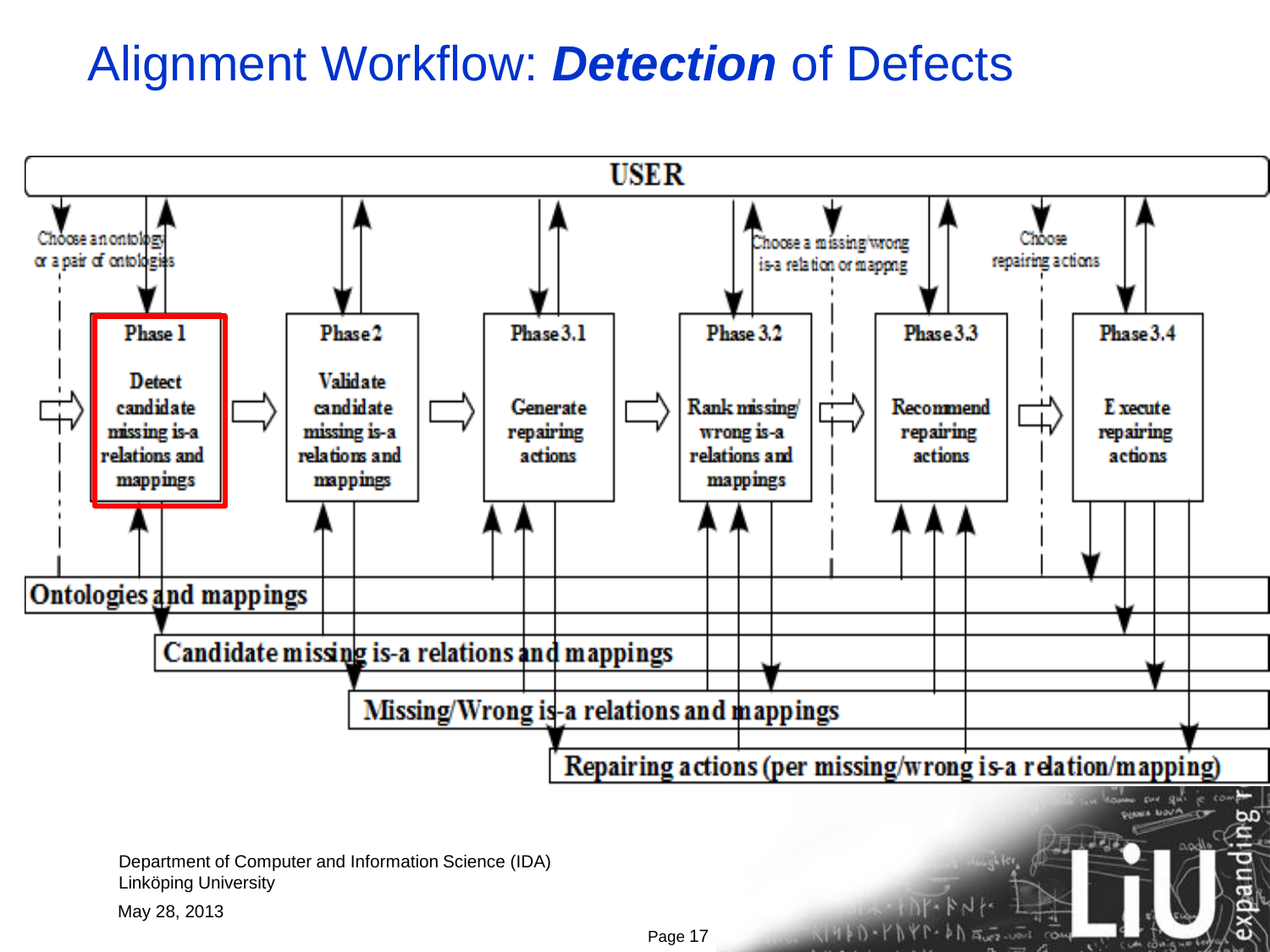# Alignment Workflow: ***Detection*** of Defects

USER

Choose an ontology or a pair of ontologies

Choose a missing/wrong is-a relation or mapping

Choose repairing actions

**Phase 1** — Detect candidate missing is-a relations and mappings

**Phase 2** — Validate candidate missing is-a relations and mappings

**Phase 3.1** — Generate repairing actions

**Phase 3.2** — Rank missing/wrong is-a relations and mappings

**Phase 3.3** — Recommend repairing actions

**Phase 3.4** — Execute repairing actions

Ontologies and mappings

Candidate missing is-a relations and mappings

Missing/Wrong is-a relations and mappings

Repairing actions (per missing/wrong is-a relation/mapping)

Department of Computer and Information Science (IDA)
Linköping University

May 28, 2013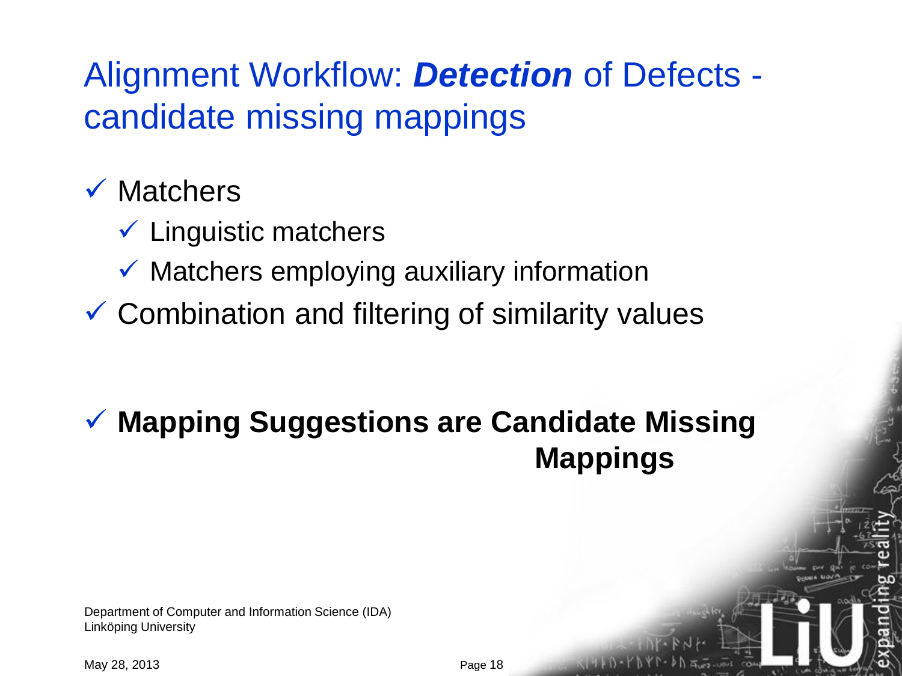# Alignment Workflow: ***Detection*** of Defects - candidate missing mappings

- ✓ Matchers
  - ✓ Linguistic matchers
  - ✓ Matchers employing auxiliary information
- ✓ Combination and filtering of similarity values

- ✓ **Mapping Suggestions are Candidate Missing Mappings**

Department of Computer and Information Science (IDA)
Linköping University

May 28, 2013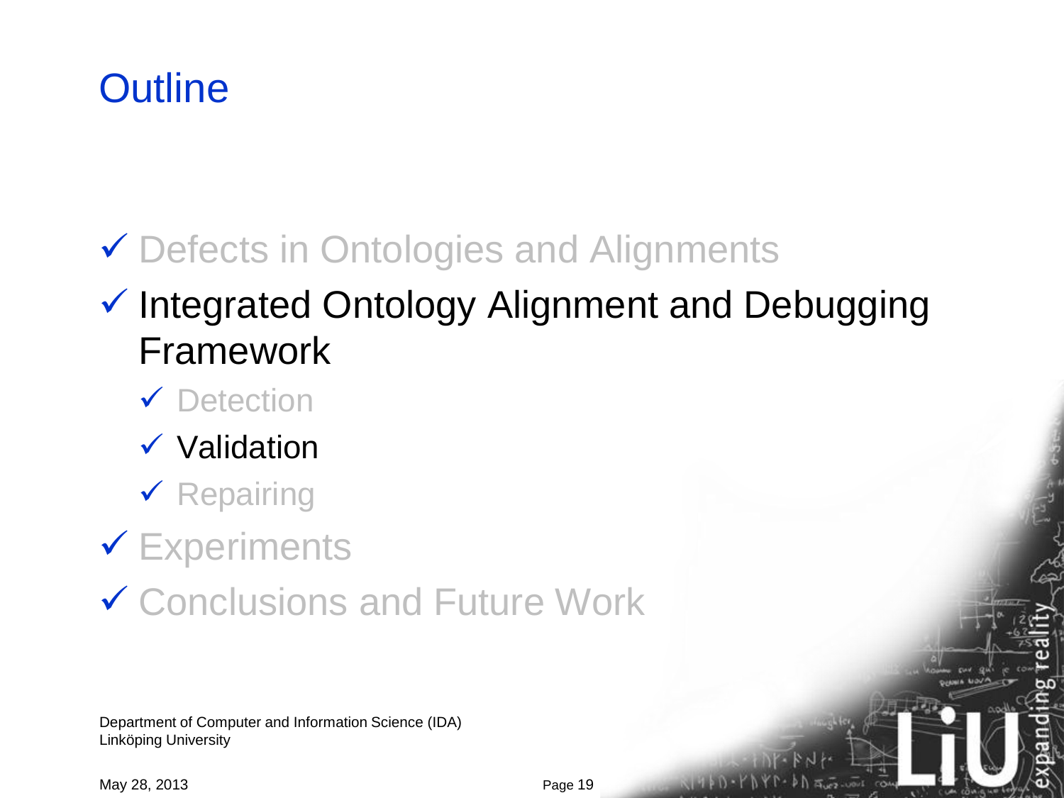# Outline

- ✓ Defects in Ontologies and Alignments
- ✓ Integrated Ontology Alignment and Debugging Framework
  - ✓ Detection
  - ✓ Validation
  - ✓ Repairing
- ✓ Experiments
- ✓ Conclusions and Future Work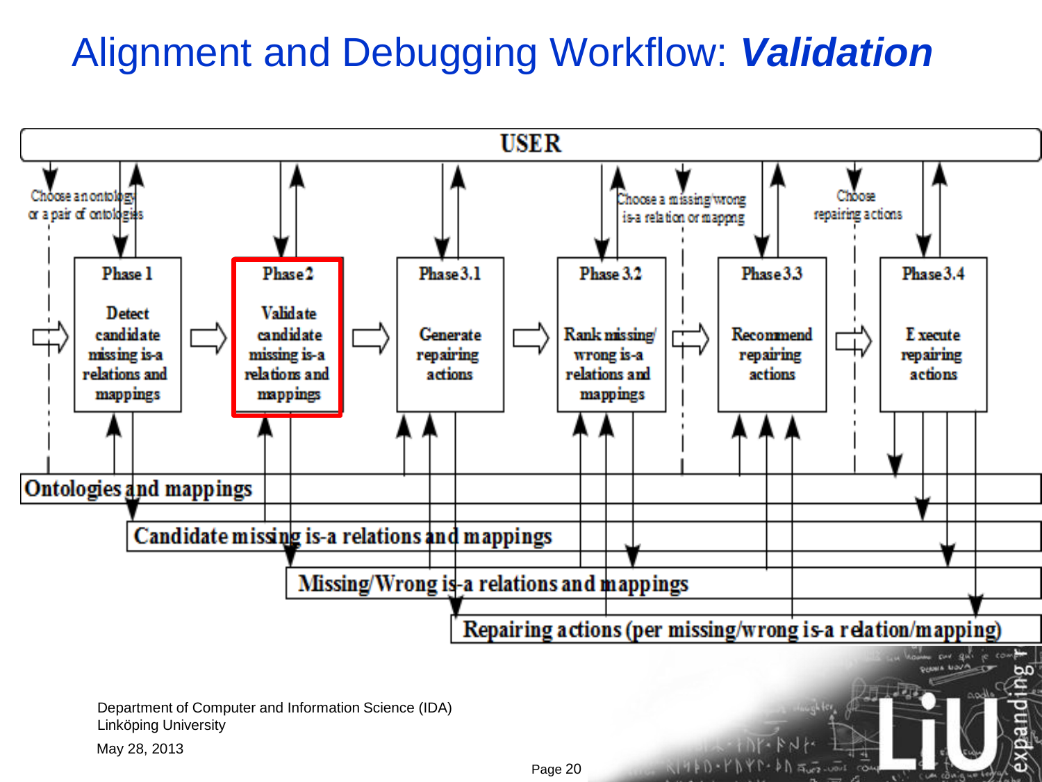# Alignment and Debugging Workflow: ***Validation***

USER

Choose an ontology or a pair of ontologies

Choose a missing/wrong is-a relation or mapping

Choose repairing actions

**Phase 1**
Detect candidate missing is-a relations and mappings

**Phase 2**
Validate candidate missing is-a relations and mappings

**Phase 3.1**
Generate repairing actions

**Phase 3.2**
Rank missing/wrong is-a relations and mappings

**Phase 3.3**
Recommend repairing actions

**Phase 3.4**
Execute repairing actions

Ontologies and mappings

Candidate missing is-a relations and mappings

Missing/Wrong is-a relations and mappings

Repairing actions (per missing/wrong is-a relation/mapping)

Department of Computer and Information Science (IDA)
Linköping University

May 28, 2013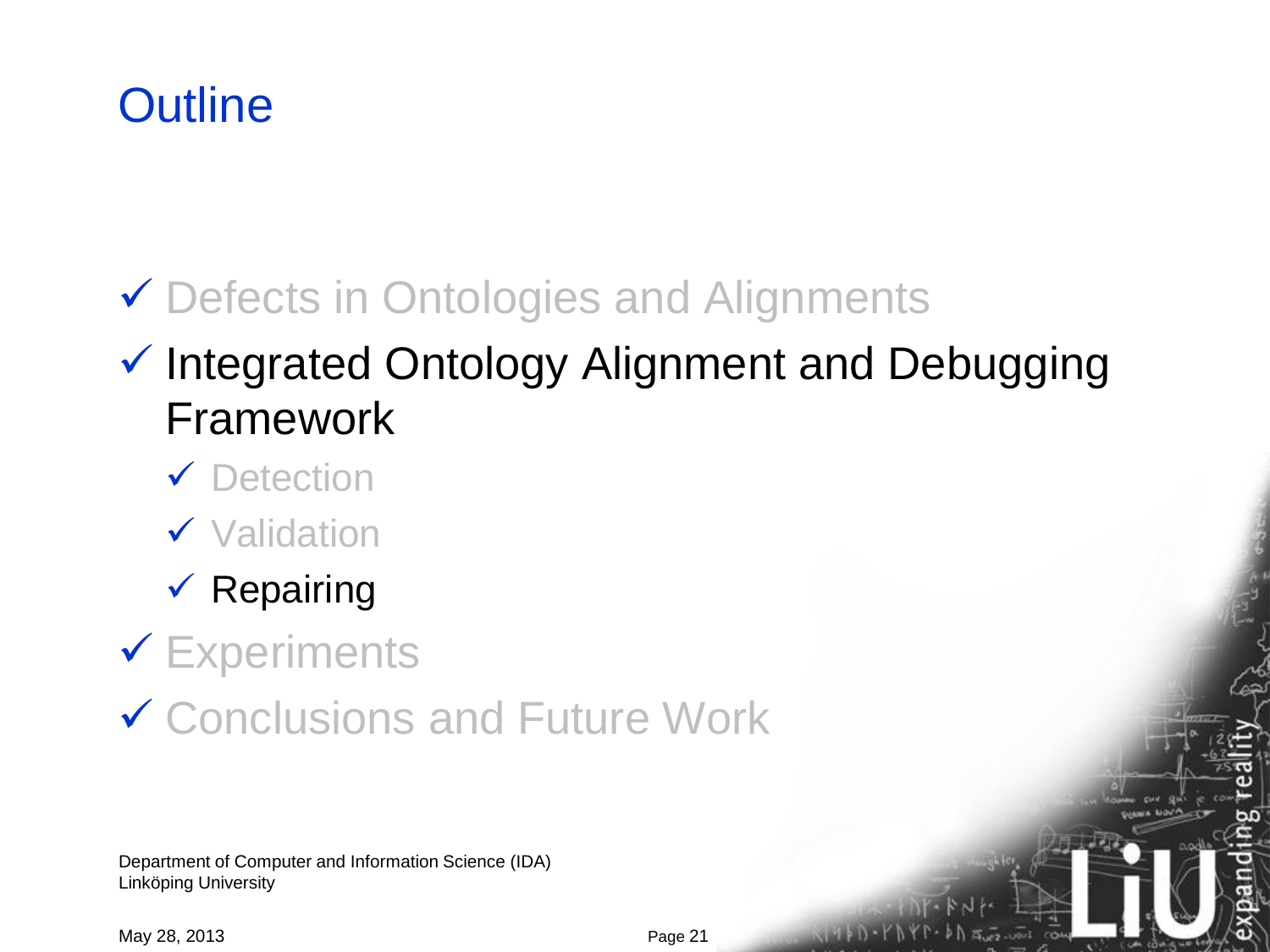# Outline

- ✓ Defects in Ontologies and Alignments
- ✓ Integrated Ontology Alignment and Debugging Framework
  - ✓ Detection
  - ✓ Validation
  - ✓ Repairing
- ✓ Experiments
- ✓ Conclusions and Future Work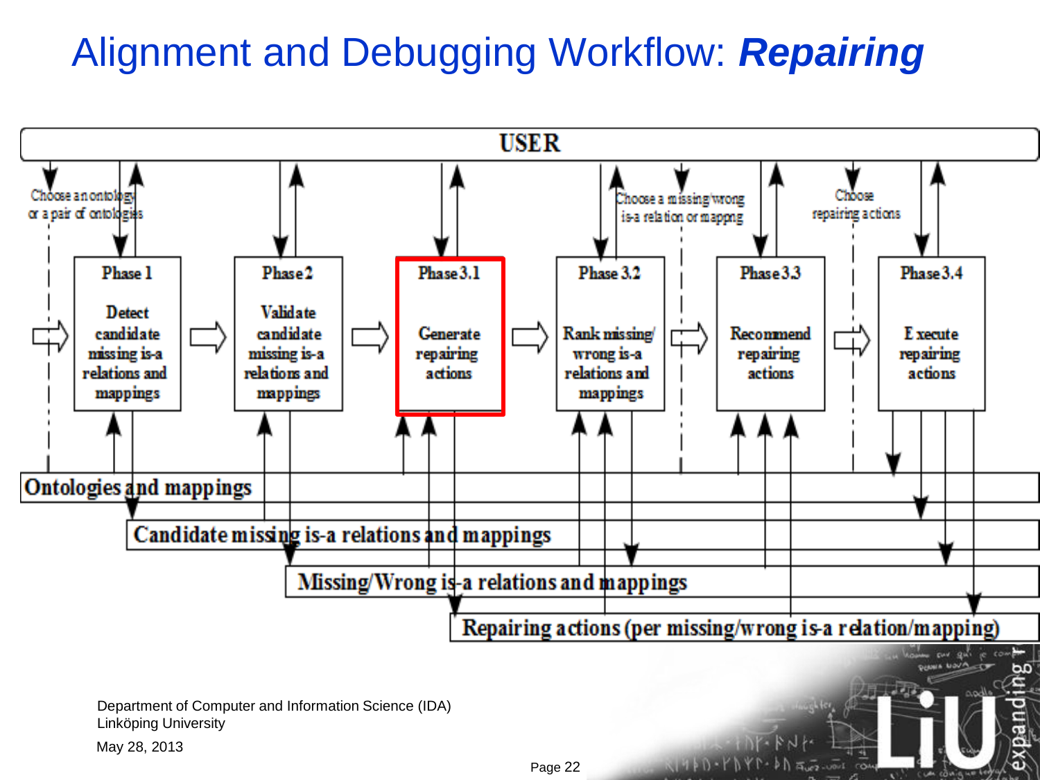# Alignment and Debugging Workflow: ***Repairing***

USER

Choose an ontology or a pair of ontologies

Choose a missing/wrong is-a relation or mapping

Choose repairing actions

**Phase 1** Detect candidate missing is-a relations and mappings

**Phase 2** Validate candidate missing is-a relations and mappings

**Phase 3.1** Generate repairing actions

**Phase 3.2** Rank missing/wrong is-a relations and mappings

**Phase 3.3** Recommend repairing actions

**Phase 3.4** Execute repairing actions

Ontologies and mappings

Candidate missing is-a relations and mappings

Missing/Wrong is-a relations and mappings

Repairing actions (per missing/wrong is-a relation/mapping)

Department of Computer and Information Science (IDA)
Linköping University

May 28, 2013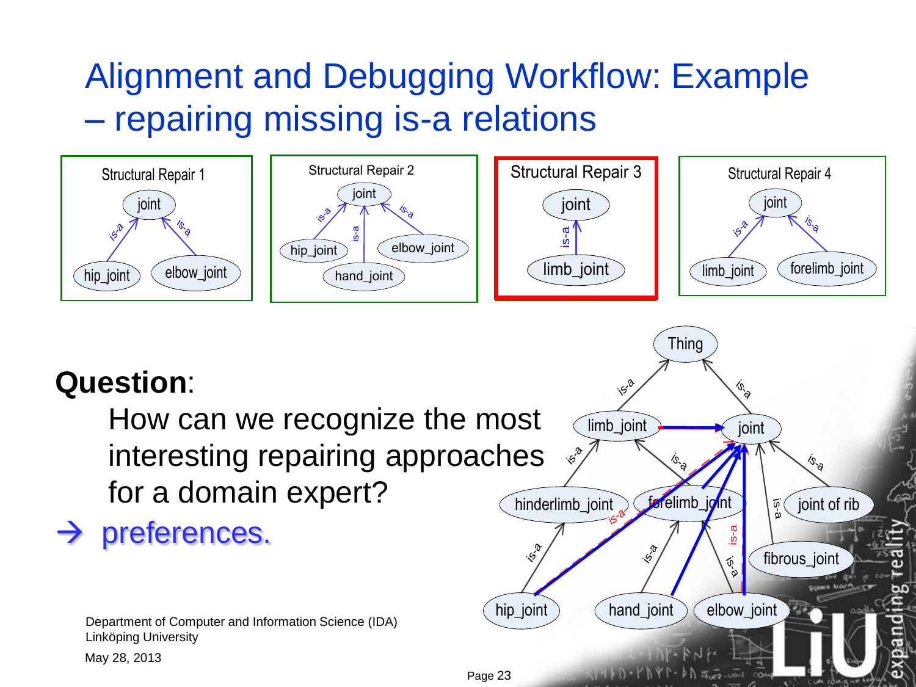# Alignment and Debugging Workflow: Example – repairing missing is-a relations

Structural Repair 1

Structural Repair 2

Structural Repair 3

Structural Repair 4

**Question**:

How can we recognize the most interesting repairing approaches for a domain expert?

→ preferences.

Department of Computer and Information Science (IDA)
Linköping University

May 28, 2013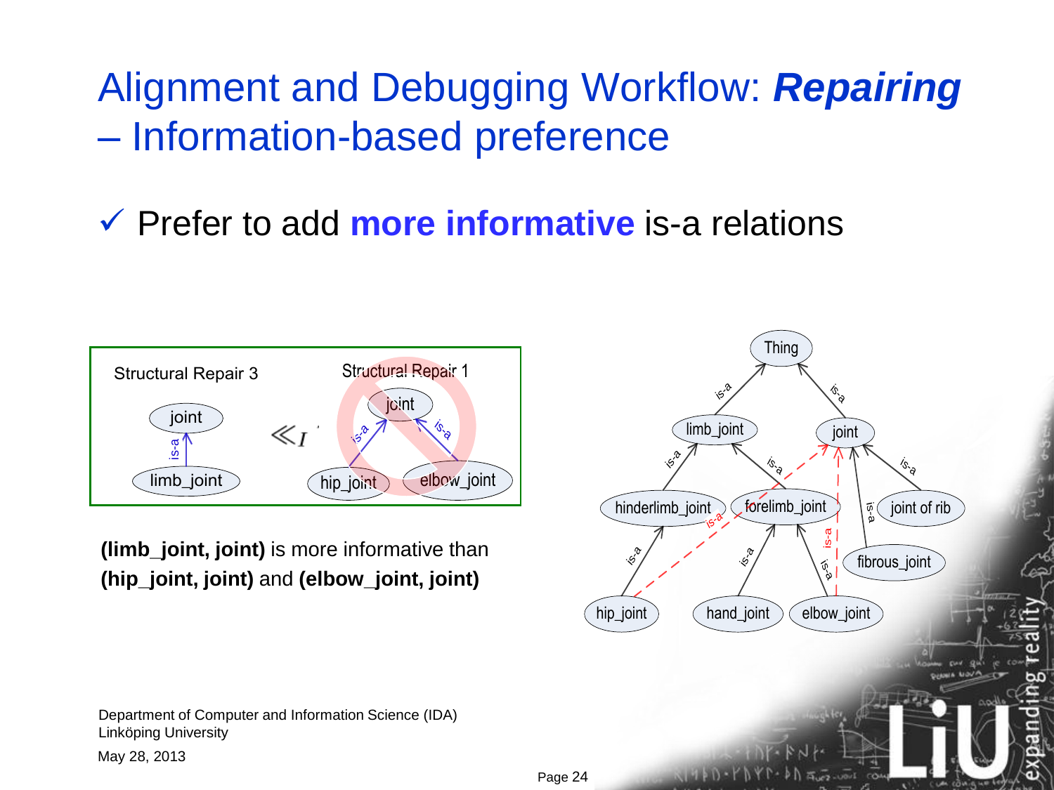# Alignment and Debugging Workflow: ***Repairing*** – Information-based preference

✓ Prefer to add **more informative** is-a relations

Structural Repair 3 $\ll_I$ Structural Repair 1

**(limb_joint, joint)** is more informative than **(hip_joint, joint)** and **(elbow_joint, joint)**

Department of Computer and Information Science (IDA)
Linköping University

May 28, 2013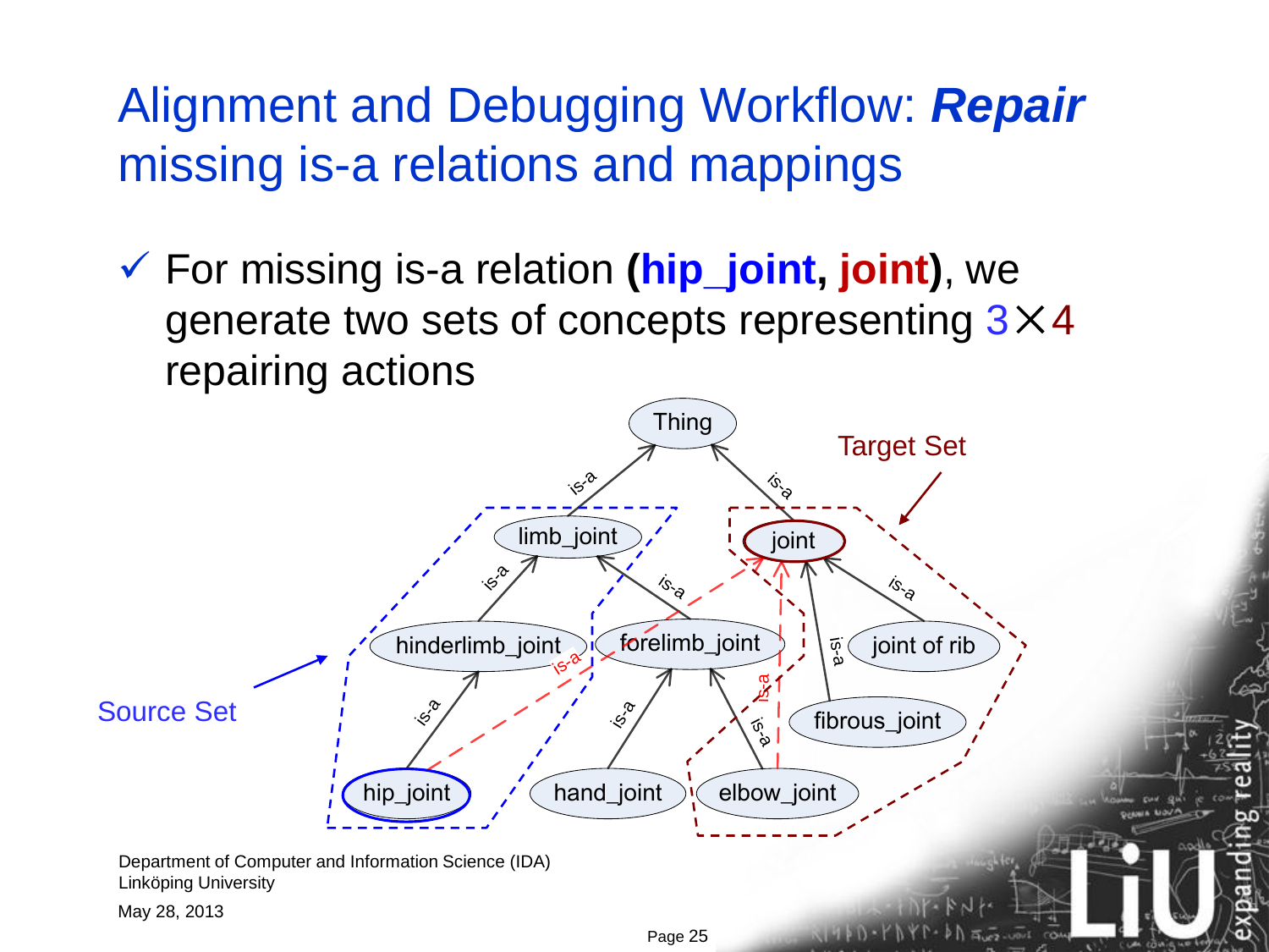# Alignment and Debugging Workflow: ***Repair*** missing is-a relations and mappings

- ✓ For missing is-a relation **(hip_joint, joint)**, we generate two sets of concepts representing 3×4 repairing actions

Thing

Target Set

Source Set

limb_joint

joint

hinderlimb_joint

forelimb_joint

joint of rib

fibrous_joint

hip_joint

hand_joint

elbow_joint

is-a

Department of Computer and Information Science (IDA)
Linköping University

May 28, 2013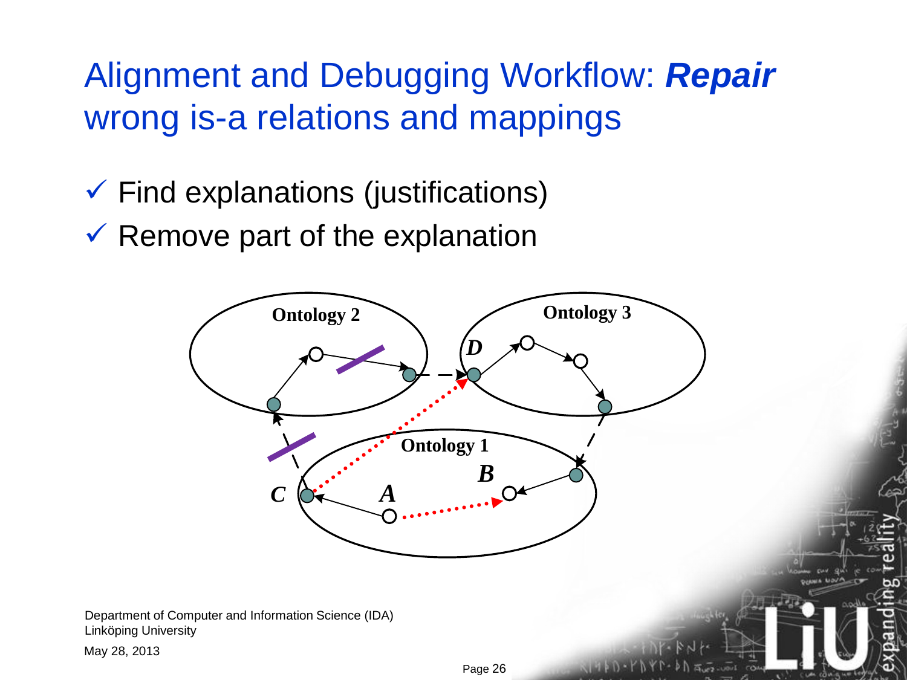# Alignment and Debugging Workflow: ***Repair*** wrong is-a relations and mappings

- ✓ Find explanations (justifications)
- ✓ Remove part of the explanation

Ontology 2

Ontology 3

Ontology 1

*D*

*B*

*A*

*C*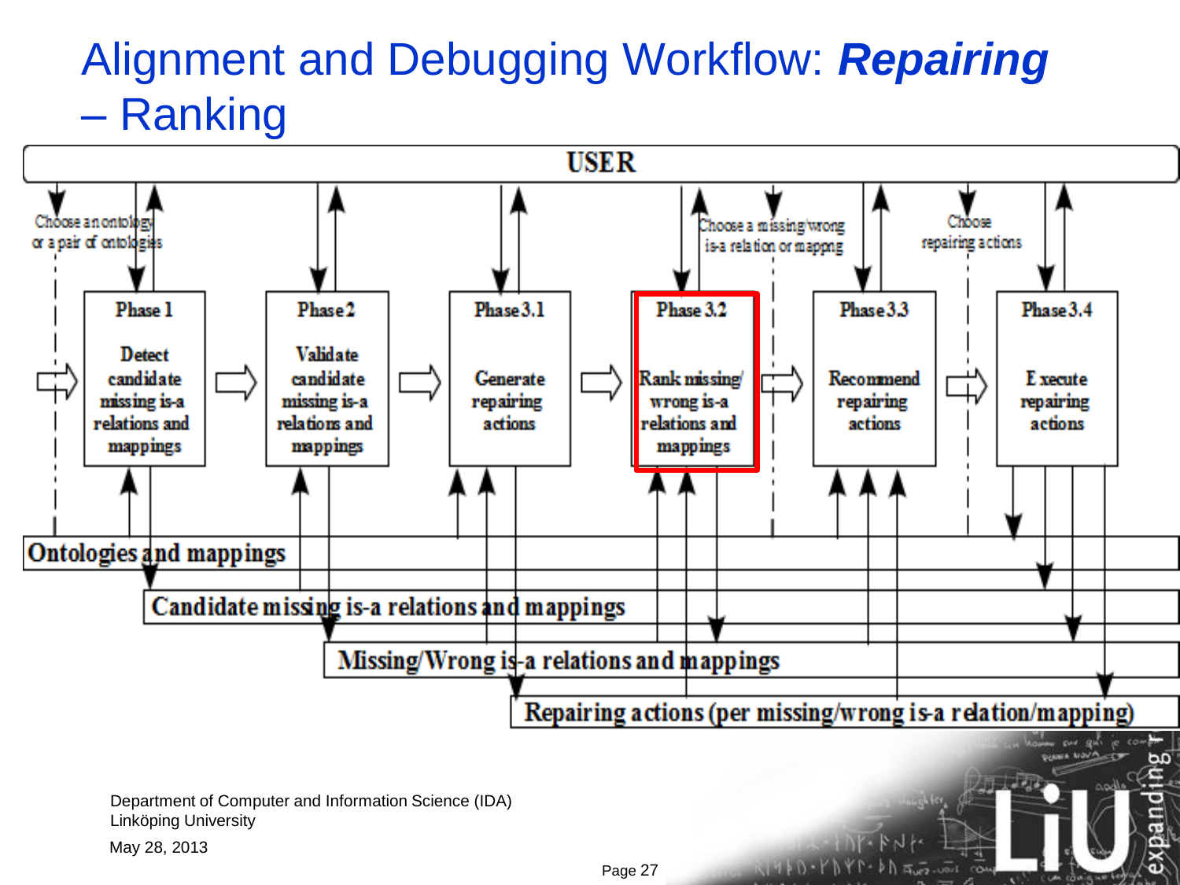# Alignment and Debugging Workflow: ***Repairing*** – Ranking

USER

Choose an ontology or a pair of ontologies

Choose a missing/wrong is-a relation or mapping

Choose repairing actions

**Phase 1** – Detect candidate missing is-a relations and mappings

**Phase 2** – Validate candidate missing is-a relations and mappings

**Phase 3.1** – Generate repairing actions

**Phase 3.2** – Rank missing/wrong is-a relations and mappings

**Phase 3.3** – Recommend repairing actions

**Phase 3.4** – Execute repairing actions

Ontologies and mappings

Candidate missing is-a relations and mappings

Missing/Wrong is-a relations and mappings

Repairing actions (per missing/wrong is-a relation/mapping)

Department of Computer and Information Science (IDA)
Linköping University

May 28, 2013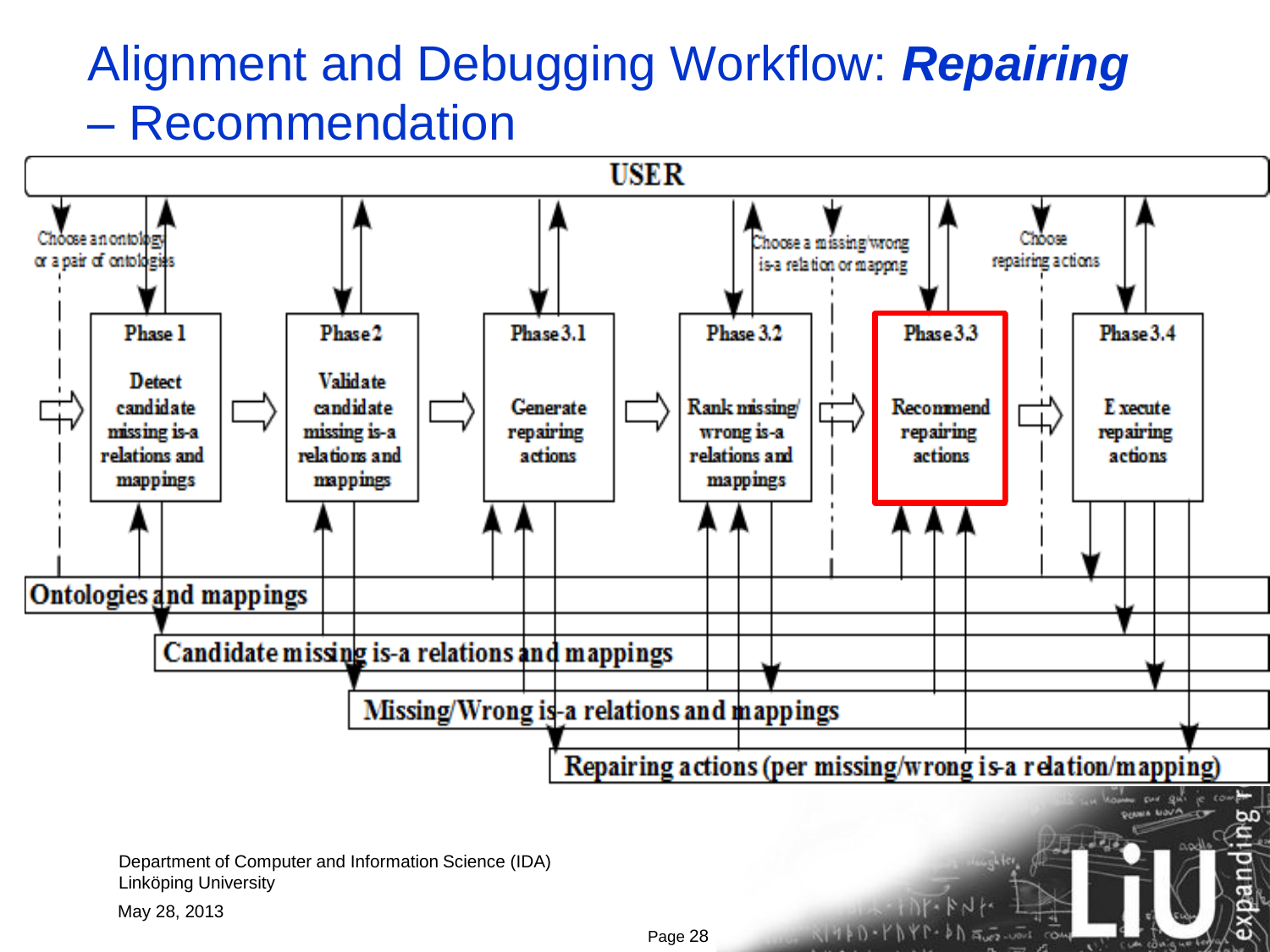# Alignment and Debugging Workflow: ***Repairing*** – Recommendation

USER

Choose an ontology or a pair of ontologies

Choose a missing/wrong is-a relation or mapping

Choose repairing actions

Phase 1 — Detect candidate missing is-a relations and mappings

Phase 2 — Validate candidate missing is-a relations and mappings

Phase 3.1 — Generate repairing actions

Phase 3.2 — Rank missing/wrong is-a relations and mappings

Phase 3.3 — Recommend repairing actions

Phase 3.4 — Execute repairing actions

Ontologies and mappings

Candidate missing is-a relations and mappings

Missing/Wrong is-a relations and mappings

Repairing actions (per missing/wrong is-a relation/mapping)

Department of Computer and Information Science (IDA)
Linköping University

May 28, 2013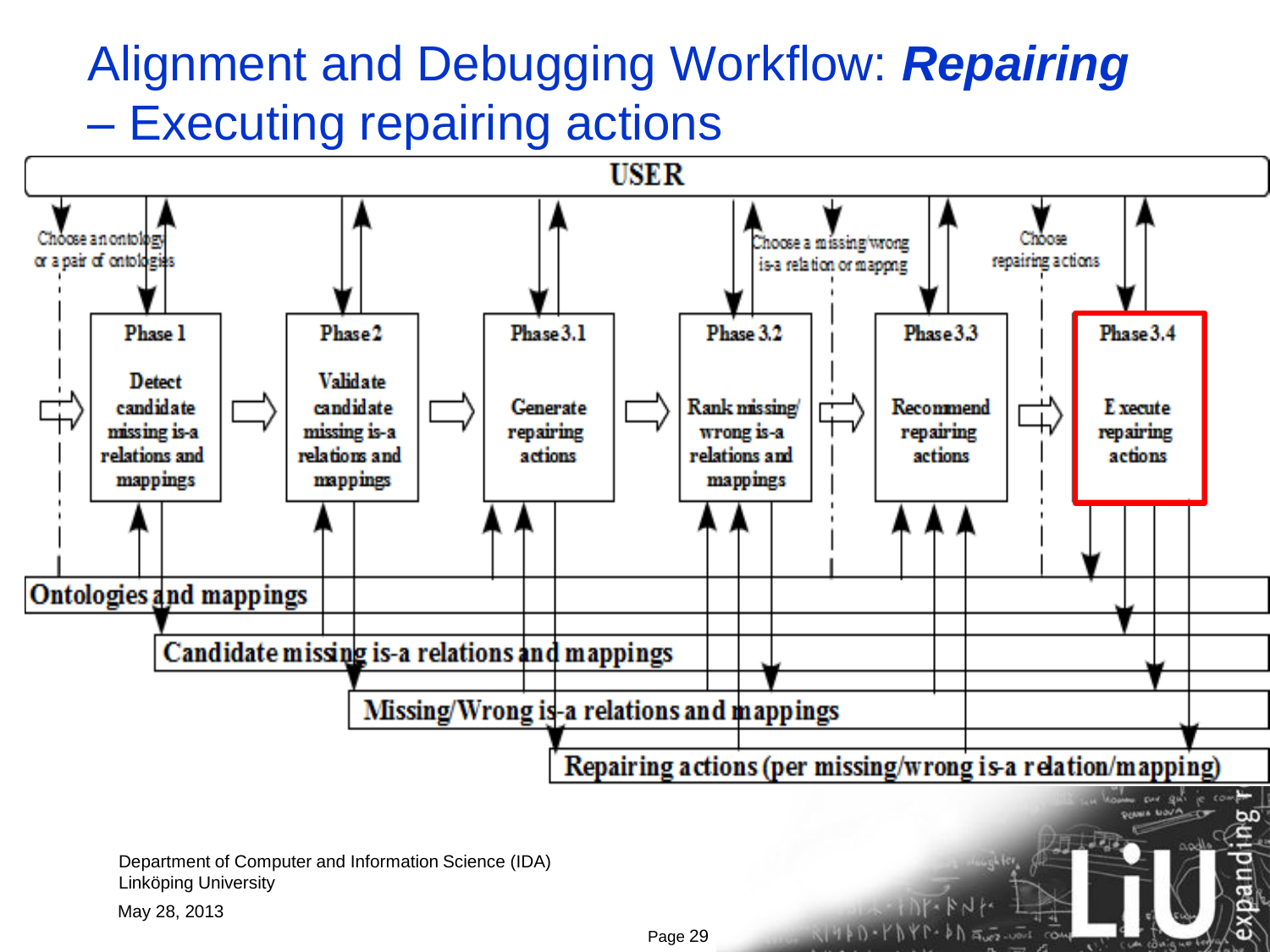# Alignment and Debugging Workflow: ***Repairing*** – Executing repairing actions

USER

Choose an ontology or a pair of ontologies

Choose a missing/wrong is-a relation or mapping

Choose repairing actions

Phase 1

Detect candidate missing is-a relations and mappings

Phase 2

Validate candidate missing is-a relations and mappings

Phase 3.1

Generate repairing actions

Phase 3.2

Rank missing/wrong is-a relations and mappings

Phase 3.3

Recommend repairing actions

Phase 3.4

Execute repairing actions

Ontologies and mappings

Candidate missing is-a relations and mappings

Missing/Wrong is-a relations and mappings

Repairing actions (per missing/wrong is-a relation/mapping)

Department of Computer and Information Science (IDA)
Linköping University

May 28, 2013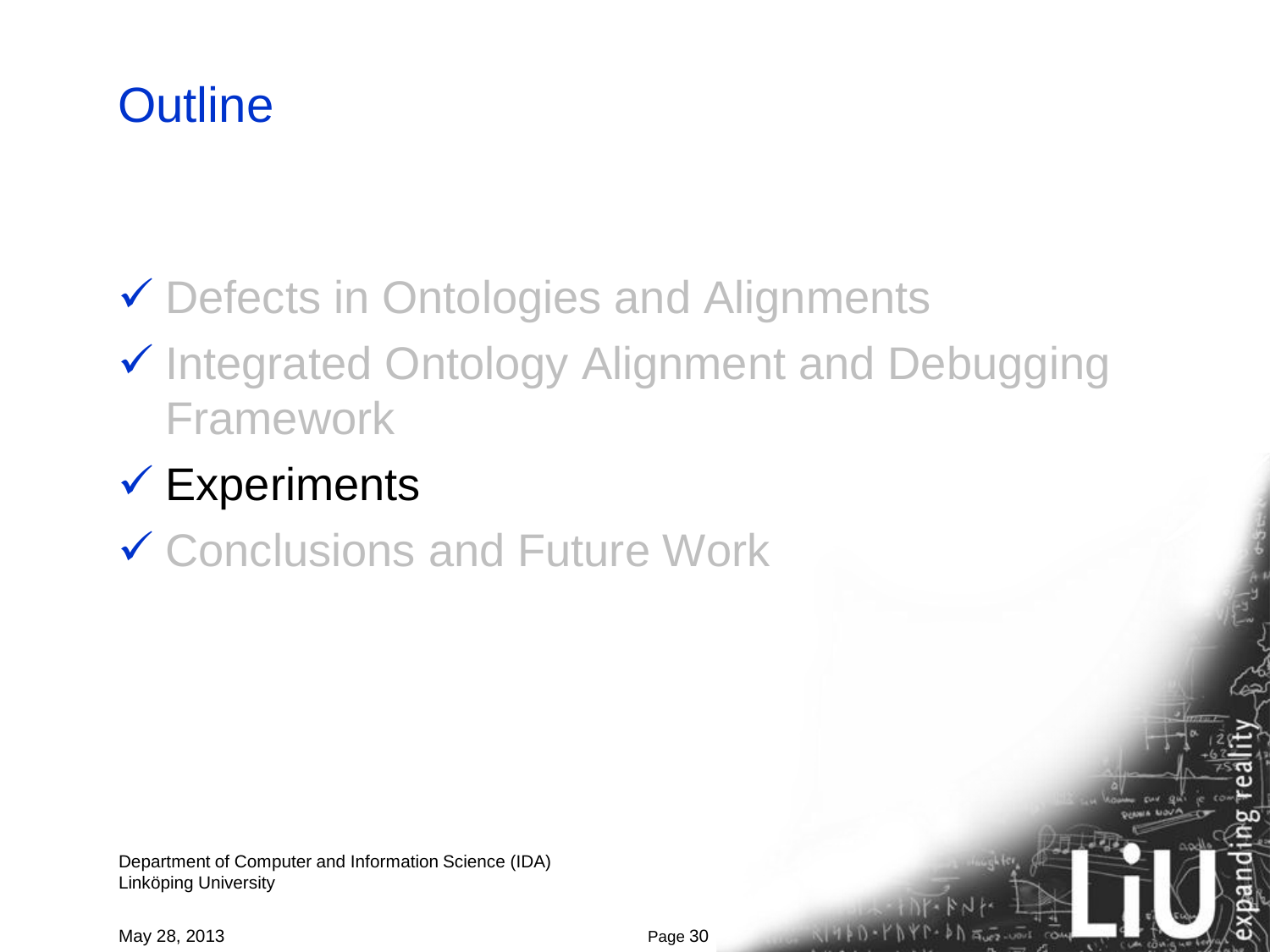# Outline

- ✓ Defects in Ontologies and Alignments
- ✓ Integrated Ontology Alignment and Debugging Framework
- ✓ Experiments
- ✓ Conclusions and Future Work

Department of Computer and Information Science (IDA)
Linköping University

May 28, 2013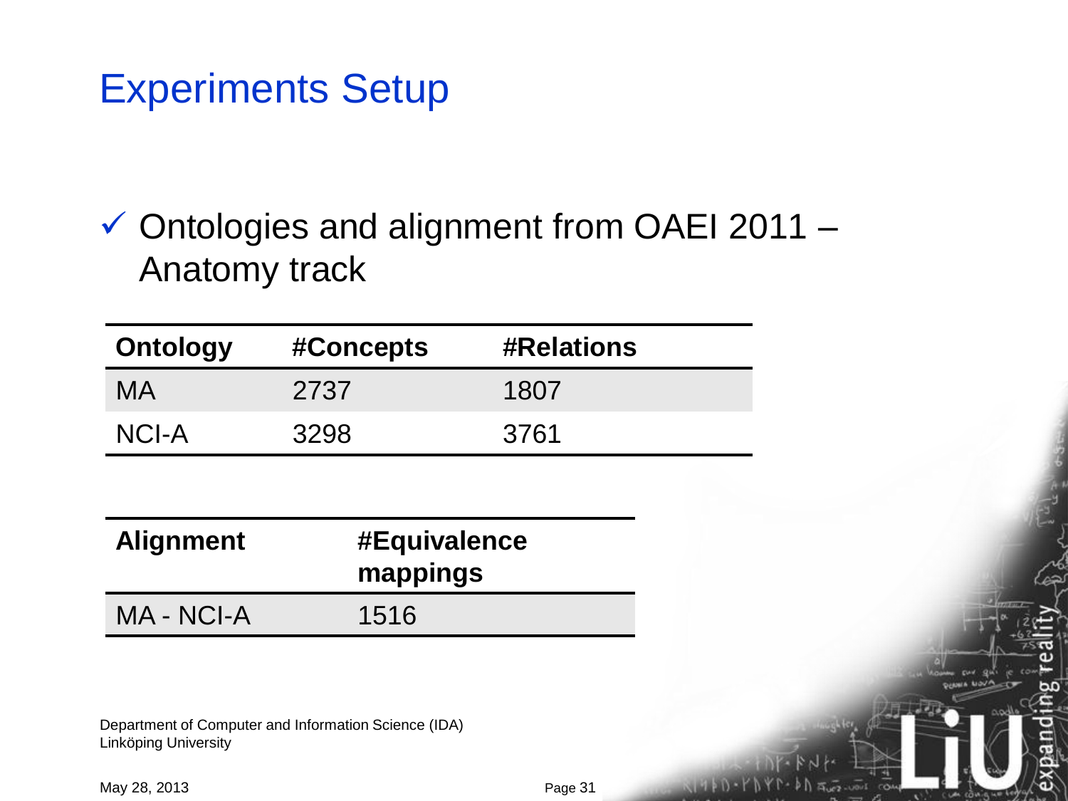# Experiments Setup

- ✓ Ontologies and alignment from OAEI 2011 – Anatomy track

| Ontology | #Concepts | #Relations |
| --- | --- | --- |
| MA | 2737 | 1807 |
| NCI-A | 3298 | 3761 |

| Alignment | #Equivalence mappings |
| --- | --- |
| MA - NCI-A | 1516 |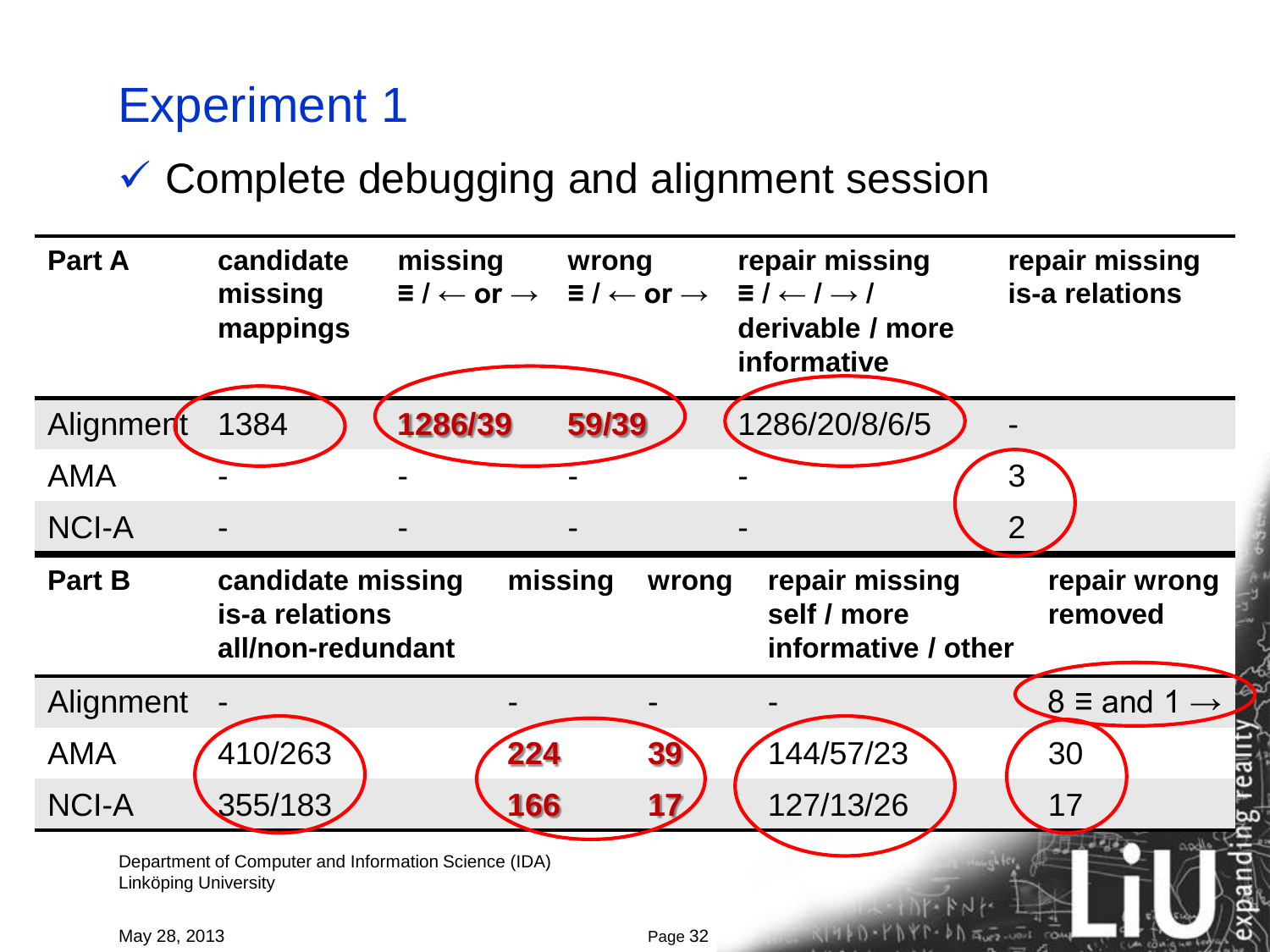# Experiment 1

✓ Complete debugging and alignment session

| Part A | candidate missing mappings | missing ≡ / ← or → | wrong ≡ / ← or → | repair missing ≡ / ← / → / derivable / more informative | repair missing is-a relations |
|---|---|---|---|---|---|
| Alignment | 1384 | **1286/39** | **59/39** | 1286/20/8/6/5 | - |
| AMA | - | - | - | - | 3 |
| NCI-A | - | - | - | - | 2 |

| Part B | candidate missing is-a relations all/non-redundant | missing | wrong | repair missing self / more informative / other | repair wrong removed |
|---|---|---|---|---|---|
| Alignment | - | - | - | - | 8 ≡ and 1 → |
| AMA | 410/263 | **224** | **39** | 144/57/23 | 30 |
| NCI-A | 355/183 | **166** | **17** | 127/13/26 | 17 |

Department of Computer and Information Science (IDA)
Linköping University

May 28, 2013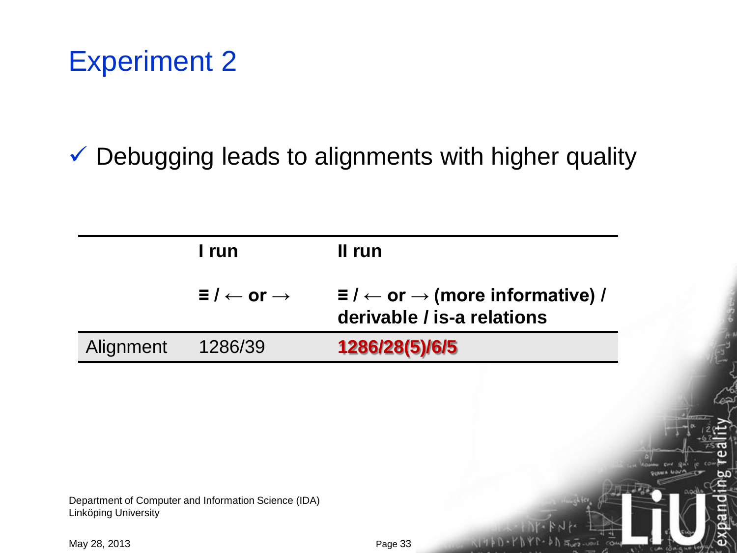# Experiment 2

✓ Debugging leads to alignments with higher quality

| | **I run** | **II run** |
|---|---|---|
| | **≡ / ← or →** | **≡ / ← or → (more informative) / derivable / is-a relations** |
| Alignment | 1286/39 | **1286/28(5)/6/5** |

Department of Computer and Information Science (IDA)
Linköping University

May 28, 2013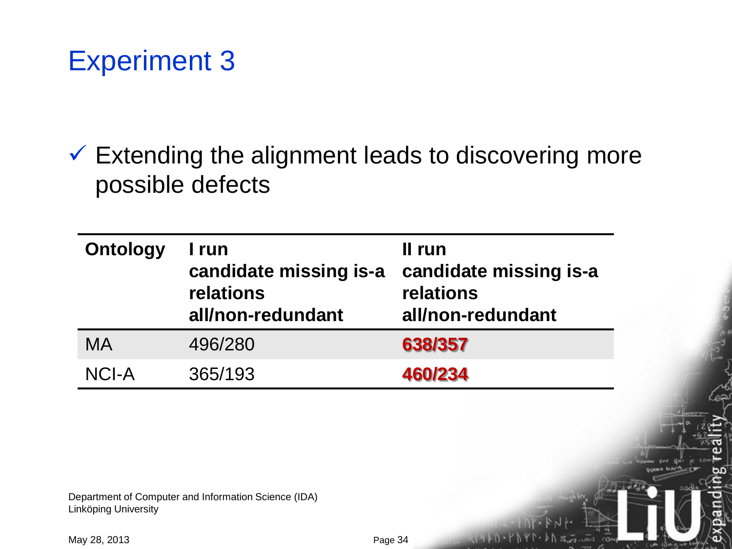# Experiment 3

✓ Extending the alignment leads to discovering more possible defects

| Ontology | I run candidate missing is-a relations all/non-redundant | II run candidate missing is-a relations all/non-redundant |
|---|---|---|
| MA | 496/280 | **638/357** |
| NCI-A | 365/193 | **460/234** |

Department of Computer and Information Science (IDA)
Linköping University

May 28, 2013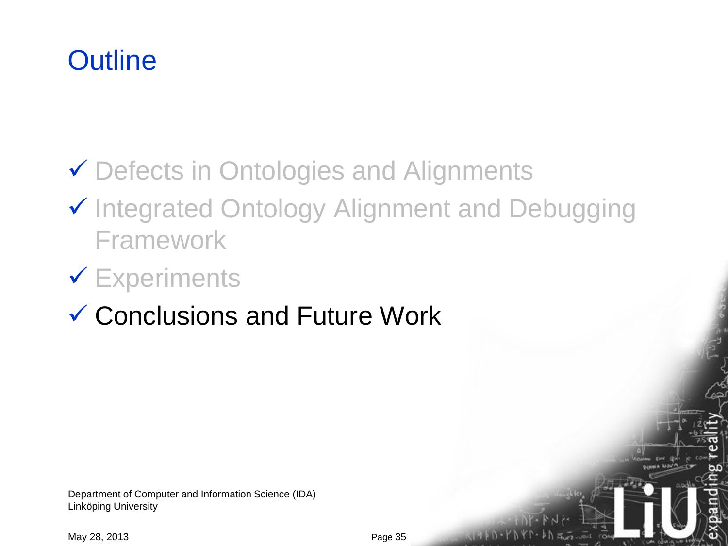# Outline

- ✓ Defects in Ontologies and Alignments
- ✓ Integrated Ontology Alignment and Debugging Framework
- ✓ Experiments
- ✓ Conclusions and Future Work

Department of Computer and Information Science (IDA)
Linköping University

May 28, 2013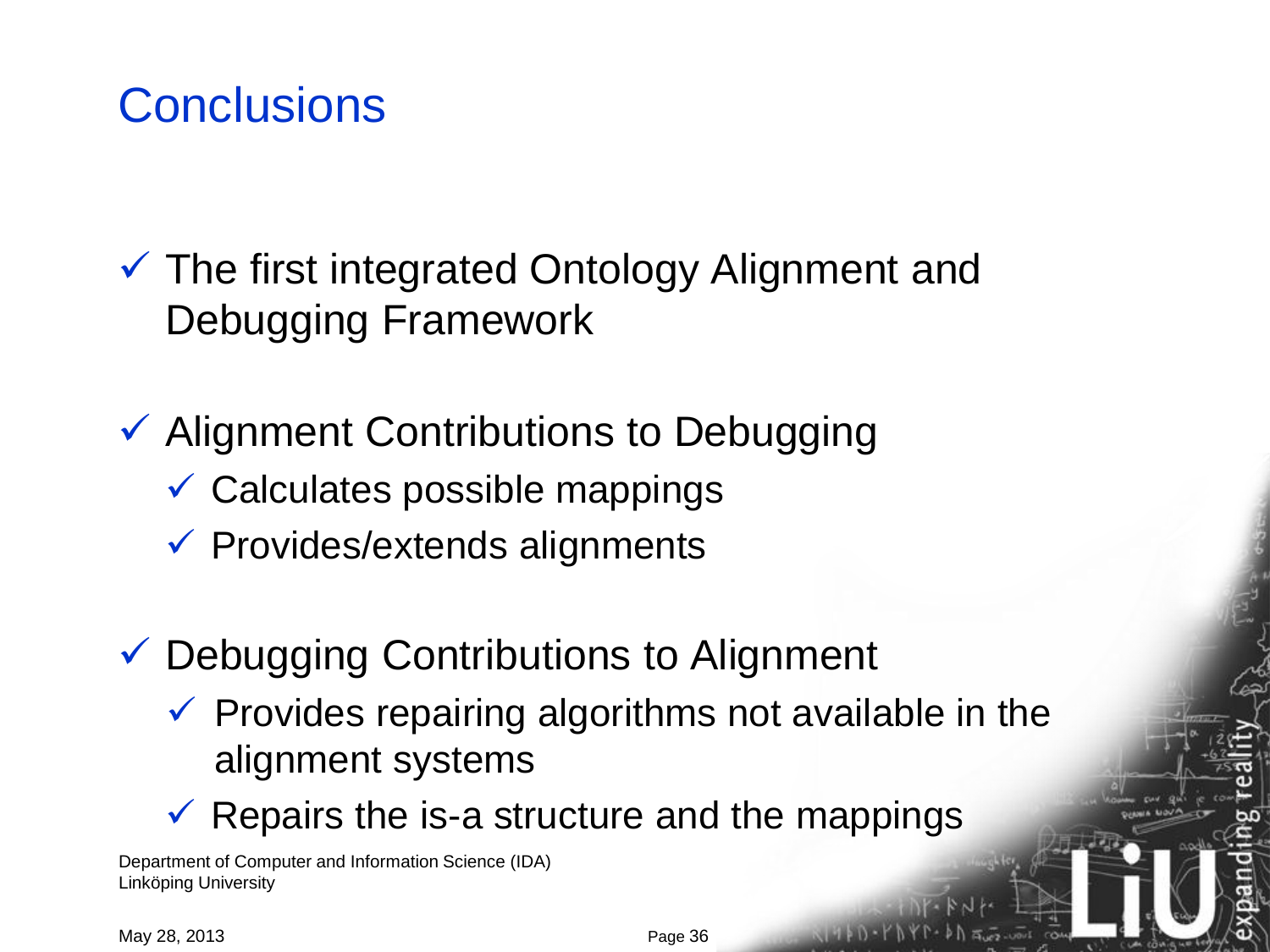# Conclusions

- ✓ The first integrated Ontology Alignment and Debugging Framework
- ✓ Alignment Contributions to Debugging
  - ✓ Calculates possible mappings
  - ✓ Provides/extends alignments
- ✓ Debugging Contributions to Alignment
  - ✓ Provides repairing algorithms not available in the alignment systems
  - ✓ Repairs the is-a structure and the mappings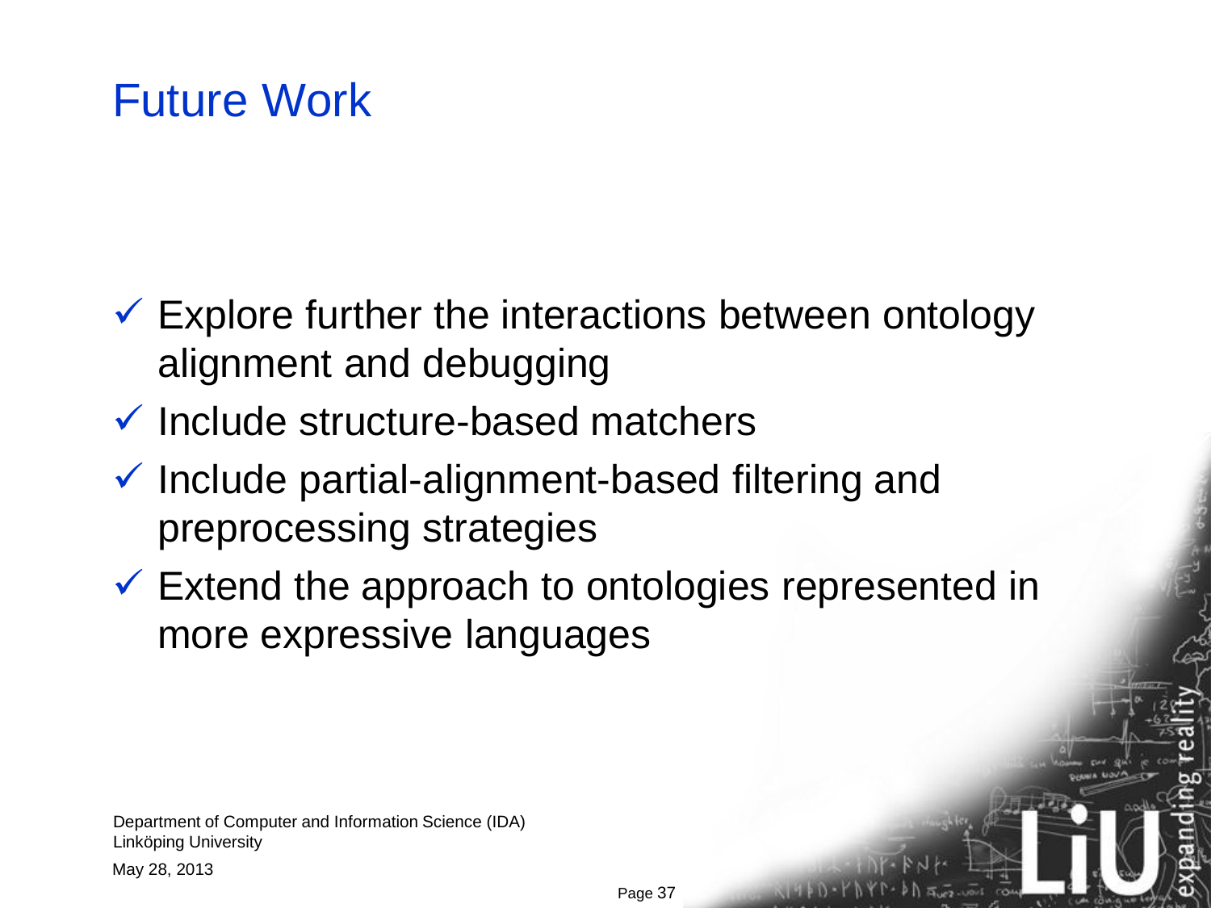# Future Work

- ✓ Explore further the interactions between ontology alignment and debugging
- ✓ Include structure-based matchers
- ✓ Include partial-alignment-based filtering and preprocessing strategies
- ✓ Extend the approach to ontologies represented in more expressive languages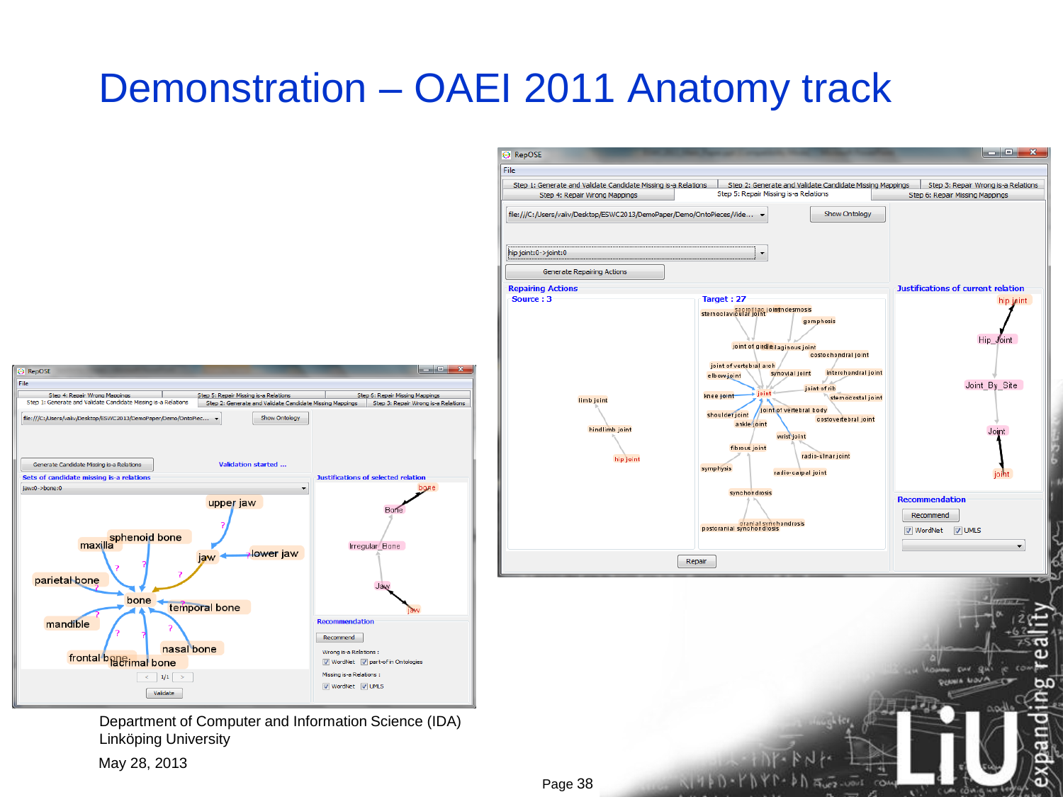# Demonstration – OAEI 2011 Anatomy track

Department of Computer and Information Science (IDA)
Linköping University

May 28, 2013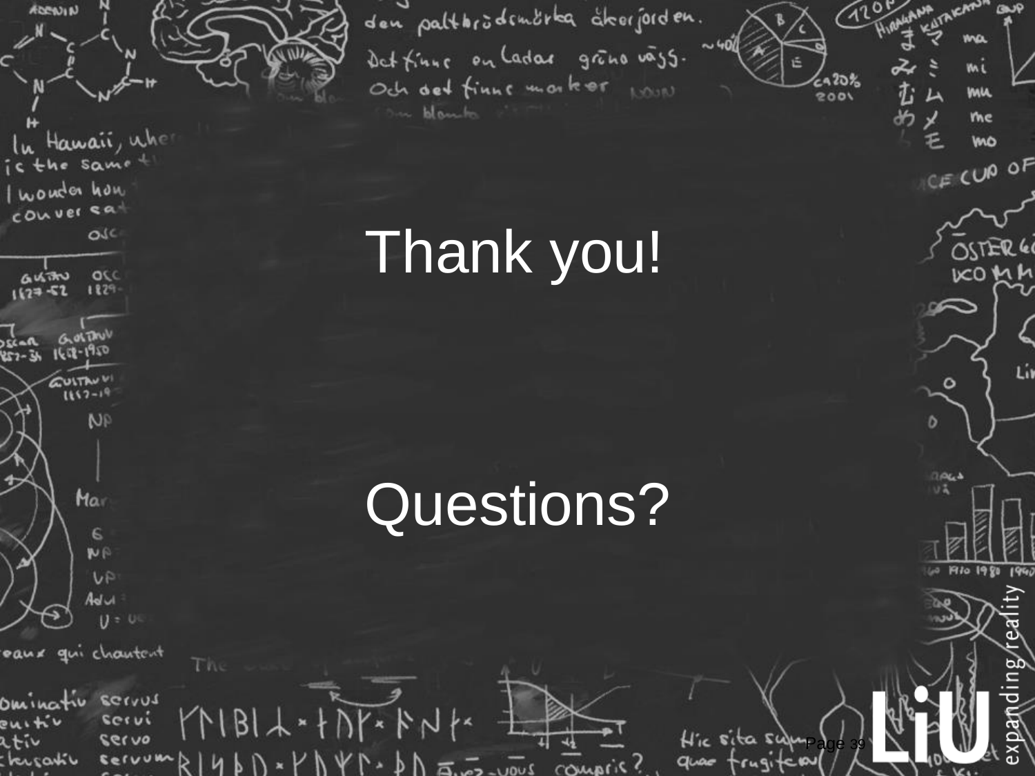Thank you!

Questions?